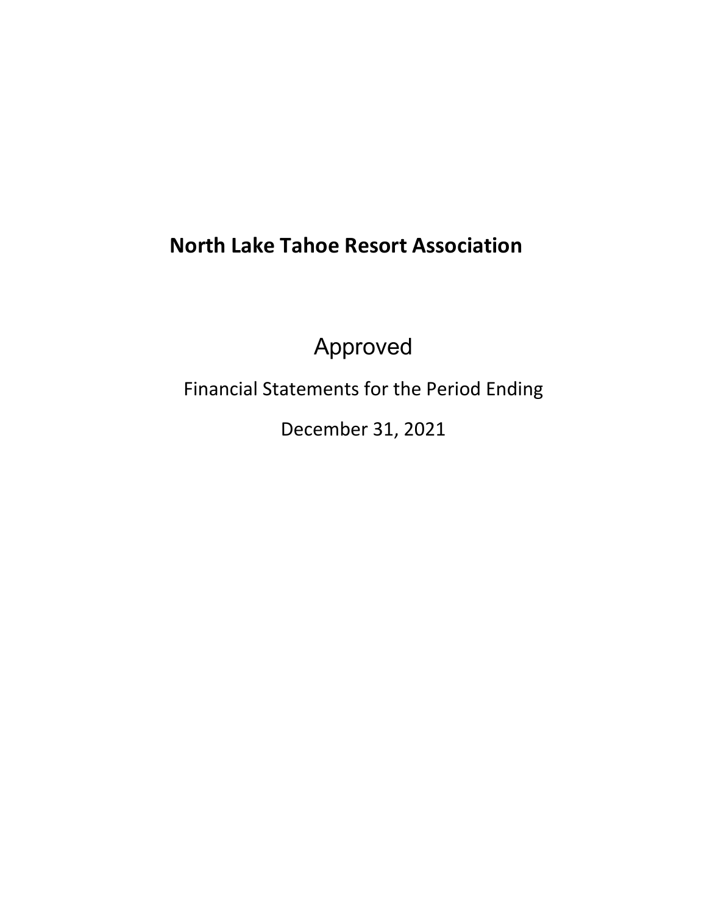# North Lake Tahoe Resort Association

Approved

Financial Statements for the Period Ending

December 31, 2021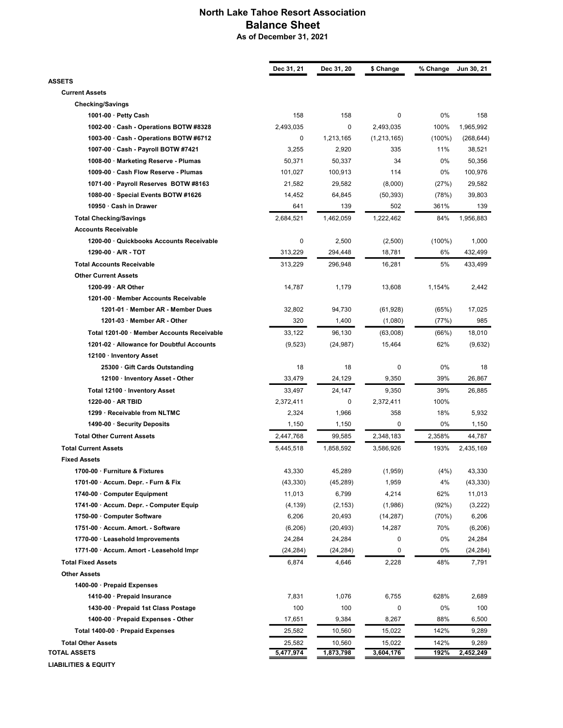# North Lake Tahoe Resort Association
## Balance Sheet
### As of December 31, 2021

| | Dec 31, 21 | Dec 31, 20 | $ Change | % Change | Jun 30, 21 |
|---|---|---|---|---|---|
| **ASSETS** | | | | | |
| **Current Assets** | | | | | |
| **Checking/Savings** | | | | | |
| 1001-00 · Petty Cash | 158 | 158 | 0 | 0% | 158 |
| 1002-00 · Cash - Operations BOTW #8328 | 2,493,035 | 0 | 2,493,035 | 100% | 1,965,992 |
| 1003-00 · Cash - Operations BOTW #6712 | 0 | 1,213,165 | (1,213,165) | (100%) | (268,644) |
| 1007-00 · Cash - Payroll BOTW #7421 | 3,255 | 2,920 | 335 | 11% | 38,521 |
| 1008-00 · Marketing Reserve - Plumas | 50,371 | 50,337 | 34 | 0% | 50,356 |
| 1009-00 · Cash Flow Reserve - Plumas | 101,027 | 100,913 | 114 | 0% | 100,976 |
| 1071-00 · Payroll Reserves BOTW #8163 | 21,582 | 29,582 | (8,000) | (27%) | 29,582 |
| 1080-00 · Special Events BOTW #1626 | 14,452 | 64,845 | (50,393) | (78%) | 39,803 |
| 10950 · Cash in Drawer | 641 | 139 | 502 | 361% | 139 |
| **Total Checking/Savings** | 2,684,521 | 1,462,059 | 1,222,462 | 84% | 1,956,883 |
| **Accounts Receivable** | | | | | |
| 1200-00 · Quickbooks Accounts Receivable | 0 | 2,500 | (2,500) | (100%) | 1,000 |
| 1290-00 · A/R - TOT | 313,229 | 294,448 | 18,781 | 6% | 432,499 |
| **Total Accounts Receivable** | 313,229 | 296,948 | 16,281 | 5% | 433,499 |
| **Other Current Assets** | | | | | |
| 1200-99 · AR Other | 14,787 | 1,179 | 13,608 | 1,154% | 2,442 |
| 1201-00 · Member Accounts Receivable | | | | | |
| 1201-01 · Member AR - Member Dues | 32,802 | 94,730 | (61,928) | (65%) | 17,025 |
| 1201-03 · Member AR - Other | 320 | 1,400 | (1,080) | (77%) | 985 |
| Total 1201-00 · Member Accounts Receivable | 33,122 | 96,130 | (63,008) | (66%) | 18,010 |
| 1201-02 · Allowance for Doubtful Accounts | (9,523) | (24,987) | 15,464 | 62% | (9,632) |
| 12100 · Inventory Asset | | | | | |
| 25300 · Gift Cards Outstanding | 18 | 18 | 0 | 0% | 18 |
| 12100 · Inventory Asset - Other | 33,479 | 24,129 | 9,350 | 39% | 26,867 |
| Total 12100 · Inventory Asset | 33,497 | 24,147 | 9,350 | 39% | 26,885 |
| 1220-00 · AR TBID | 2,372,411 | 0 | 2,372,411 | 100% | |
| 1299 · Receivable from NLTMC | 2,324 | 1,966 | 358 | 18% | 5,932 |
| 1490-00 · Security Deposits | 1,150 | 1,150 | 0 | 0% | 1,150 |
| **Total Other Current Assets** | 2,447,768 | 99,585 | 2,348,183 | 2,358% | 44,787 |
| **Total Current Assets** | 5,445,518 | 1,858,592 | 3,586,926 | 193% | 2,435,169 |
| **Fixed Assets** | | | | | |
| 1700-00 · Furniture & Fixtures | 43,330 | 45,289 | (1,959) | (4%) | 43,330 |
| 1701-00 · Accum. Depr. - Furn & Fix | (43,330) | (45,289) | 1,959 | 4% | (43,330) |
| 1740-00 · Computer Equipment | 11,013 | 6,799 | 4,214 | 62% | 11,013 |
| 1741-00 · Accum. Depr. - Computer Equip | (4,139) | (2,153) | (1,986) | (92%) | (3,222) |
| 1750-00 · Computer Software | 6,206 | 20,493 | (14,287) | (70%) | 6,206 |
| 1751-00 · Accum. Amort. - Software | (6,206) | (20,493) | 14,287 | 70% | (6,206) |
| 1770-00 · Leasehold Improvements | 24,284 | 24,284 | 0 | 0% | 24,284 |
| 1771-00 · Accum. Amort - Leasehold Impr | (24,284) | (24,284) | 0 | 0% | (24,284) |
| **Total Fixed Assets** | 6,874 | 4,646 | 2,228 | 48% | 7,791 |
| **Other Assets** | | | | | |
| 1400-00 · Prepaid Expenses | | | | | |
| 1410-00 · Prepaid Insurance | 7,831 | 1,076 | 6,755 | 628% | 2,689 |
| 1430-00 · Prepaid 1st Class Postage | 100 | 100 | 0 | 0% | 100 |
| 1400-00 · Prepaid Expenses - Other | 17,651 | 9,384 | 8,267 | 88% | 6,500 |
| Total 1400-00 · Prepaid Expenses | 25,582 | 10,560 | 15,022 | 142% | 9,289 |
| **Total Other Assets** | 25,582 | 10,560 | 15,022 | 142% | 9,289 |
| **TOTAL ASSETS** | 5,477,974 | 1,873,798 | 3,604,176 | 192% | 2,452,249 |
| **LIABILITIES & EQUITY** | | | | | |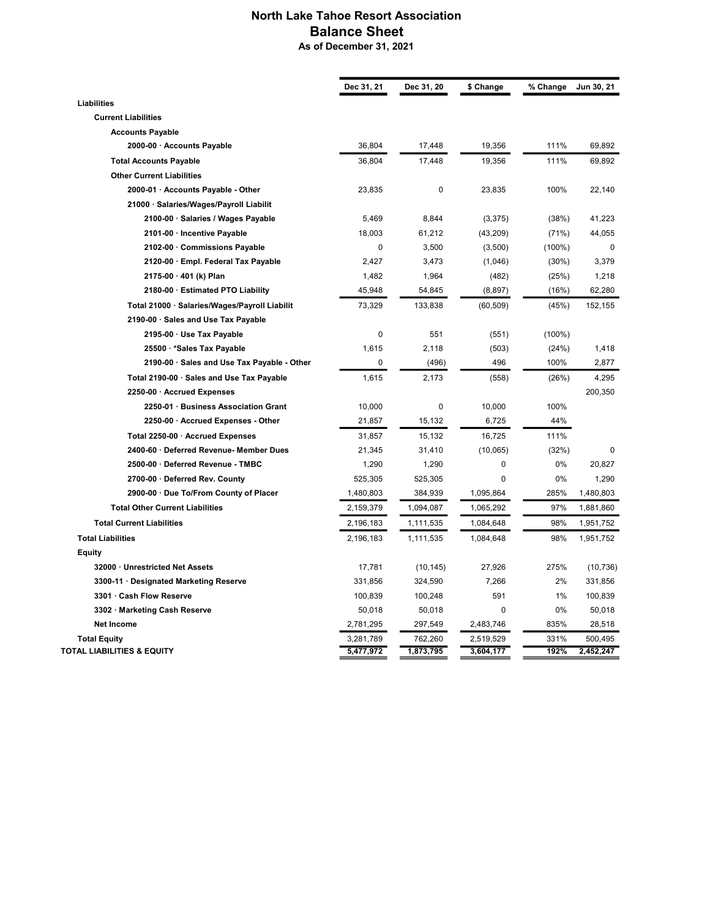# North Lake Tahoe Resort Association
## Balance Sheet
### As of December 31, 2021

| | Dec 31, 21 | Dec 31, 20 | $ Change | % Change | Jun 30, 21 |
|---|---|---|---|---|---|
| **Liabilities** | | | | | |
| **Current Liabilities** | | | | | |
| **Accounts Payable** | | | | | |
| **2000-00 · Accounts Payable** | 36,804 | 17,448 | 19,356 | 111% | 69,892 |
| **Total Accounts Payable** | 36,804 | 17,448 | 19,356 | 111% | 69,892 |
| **Other Current Liabilities** | | | | | |
| **2000-01 · Accounts Payable - Other** | 23,835 | 0 | 23,835 | 100% | 22,140 |
| **21000 · Salaries/Wages/Payroll Liabilit** | | | | | |
| **2100-00 · Salaries / Wages Payable** | 5,469 | 8,844 | (3,375) | (38%) | 41,223 |
| **2101-00 · Incentive Payable** | 18,003 | 61,212 | (43,209) | (71%) | 44,055 |
| **2102-00 · Commissions Payable** | 0 | 3,500 | (3,500) | (100%) | 0 |
| **2120-00 · Empl. Federal Tax Payable** | 2,427 | 3,473 | (1,046) | (30%) | 3,379 |
| **2175-00 · 401 (k) Plan** | 1,482 | 1,964 | (482) | (25%) | 1,218 |
| **2180-00 · Estimated PTO Liability** | 45,948 | 54,845 | (8,897) | (16%) | 62,280 |
| **Total 21000 · Salaries/Wages/Payroll Liabilit** | 73,329 | 133,838 | (60,509) | (45%) | 152,155 |
| **2190-00 · Sales and Use Tax Payable** | | | | | |
| **2195-00 · Use Tax Payable** | 0 | 551 | (551) | (100%) | |
| **25500 · *Sales Tax Payable** | 1,615 | 2,118 | (503) | (24%) | 1,418 |
| **2190-00 · Sales and Use Tax Payable - Other** | 0 | (496) | 496 | 100% | 2,877 |
| **Total 2190-00 · Sales and Use Tax Payable** | 1,615 | 2,173 | (558) | (26%) | 4,295 |
| **2250-00 · Accrued Expenses** | | | | | 200,350 |
| **2250-01 · Business Association Grant** | 10,000 | 0 | 10,000 | 100% | |
| **2250-00 · Accrued Expenses - Other** | 21,857 | 15,132 | 6,725 | 44% | |
| **Total 2250-00 · Accrued Expenses** | 31,857 | 15,132 | 16,725 | 111% | |
| **2400-60 · Deferred Revenue- Member Dues** | 21,345 | 31,410 | (10,065) | (32%) | 0 |
| **2500-00 · Deferred Revenue - TMBC** | 1,290 | 1,290 | 0 | 0% | 20,827 |
| **2700-00 · Deferred Rev. County** | 525,305 | 525,305 | 0 | 0% | 1,290 |
| **2900-00 · Due To/From County of Placer** | 1,480,803 | 384,939 | 1,095,864 | 285% | 1,480,803 |
| **Total Other Current Liabilities** | 2,159,379 | 1,094,087 | 1,065,292 | 97% | 1,881,860 |
| **Total Current Liabilities** | 2,196,183 | 1,111,535 | 1,084,648 | 98% | 1,951,752 |
| **Total Liabilities** | 2,196,183 | 1,111,535 | 1,084,648 | 98% | 1,951,752 |
| **Equity** | | | | | |
| **32000 · Unrestricted Net Assets** | 17,781 | (10,145) | 27,926 | 275% | (10,736) |
| **3300-11 · Designated Marketing Reserve** | 331,856 | 324,590 | 7,266 | 2% | 331,856 |
| **3301 · Cash Flow Reserve** | 100,839 | 100,248 | 591 | 1% | 100,839 |
| **3302 · Marketing Cash Reserve** | 50,018 | 50,018 | 0 | 0% | 50,018 |
| **Net Income** | 2,781,295 | 297,549 | 2,483,746 | 835% | 28,518 |
| **Total Equity** | 3,281,789 | 762,260 | 2,519,529 | 331% | 500,495 |
| **TOTAL LIABILITIES & EQUITY** | 5,477,972 | 1,873,795 | 3,604,177 | 192% | 2,452,247 |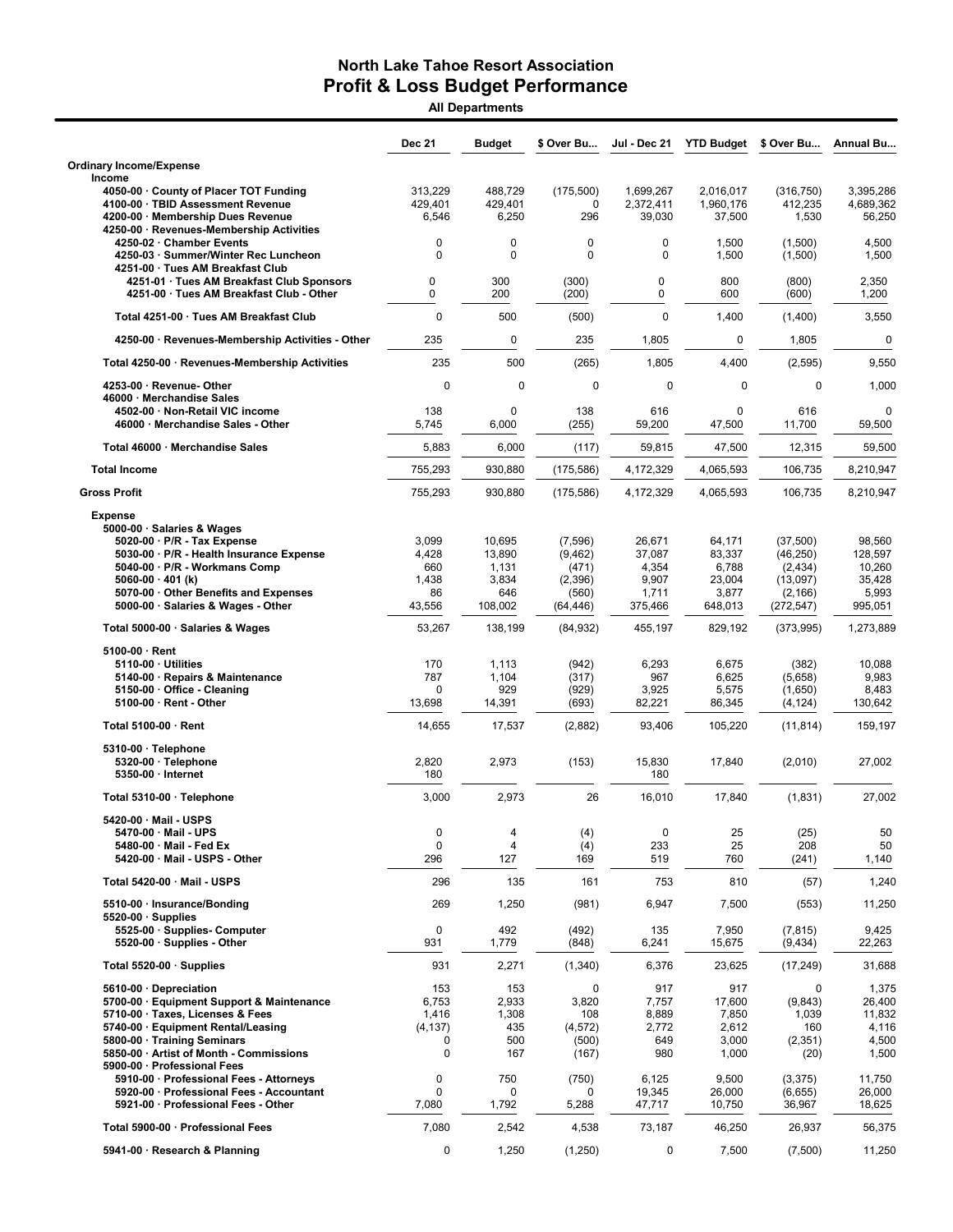# North Lake Tahoe Resort Association
## Profit & Loss Budget Performance
**All Departments**

| | Dec 21 | Budget | $ Over Bu... | Jul - Dec 21 | YTD Budget | $ Over Bu... | Annual Bu... |
|---|---|---|---|---|---|---|---|
| **Ordinary Income/Expense** | | | | | | | |
| **Income** | | | | | | | |
| 4050-00 · County of Placer TOT Funding | 313,229 | 488,729 | (175,500) | 1,699,267 | 2,016,017 | (316,750) | 3,395,286 |
| 4100-00 · TBID Assessment Revenue | 429,401 | 429,401 | 0 | 2,372,411 | 1,960,176 | 412,235 | 4,689,362 |
| 4200-00 · Membership Dues Revenue | 6,546 | 6,250 | 296 | 39,030 | 37,500 | 1,530 | 56,250 |
| 4250-00 · Revenues-Membership Activities | | | | | | | |
| 4250-02 · Chamber Events | 0 | 0 | 0 | 0 | 1,500 | (1,500) | 4,500 |
| 4250-03 · Summer/Winter Rec Luncheon | 0 | 0 | 0 | 0 | 1,500 | (1,500) | 1,500 |
| 4251-00 · Tues AM Breakfast Club | | | | | | | |
| 4251-01 · Tues AM Breakfast Club Sponsors | 0 | 300 | (300) | 0 | 800 | (800) | 2,350 |
| 4251-00 · Tues AM Breakfast Club - Other | 0 | 200 | (200) | 0 | 600 | (600) | 1,200 |
| Total 4251-00 · Tues AM Breakfast Club | 0 | 500 | (500) | 0 | 1,400 | (1,400) | 3,550 |
| 4250-00 · Revenues-Membership Activities - Other | 235 | 0 | 235 | 1,805 | 0 | 1,805 | 0 |
| Total 4250-00 · Revenues-Membership Activities | 235 | 500 | (265) | 1,805 | 4,400 | (2,595) | 9,550 |
| 4253-00 · Revenue- Other | 0 | 0 | 0 | 0 | 0 | 0 | 1,000 |
| 46000 · Merchandise Sales | | | | | | | |
| 4502-00 · Non-Retail VIC income | 138 | 0 | 138 | 616 | 0 | 616 | 0 |
| 46000 · Merchandise Sales - Other | 5,745 | 6,000 | (255) | 59,200 | 47,500 | 11,700 | 59,500 |
| Total 46000 · Merchandise Sales | 5,883 | 6,000 | (117) | 59,815 | 47,500 | 12,315 | 59,500 |
| **Total Income** | 755,293 | 930,880 | (175,586) | 4,172,329 | 4,065,593 | 106,735 | 8,210,947 |
| **Gross Profit** | 755,293 | 930,880 | (175,586) | 4,172,329 | 4,065,593 | 106,735 | 8,210,947 |
| **Expense** | | | | | | | |
| 5000-00 · Salaries & Wages | | | | | | | |
| 5020-00 · P/R - Tax Expense | 3,099 | 10,695 | (7,596) | 26,671 | 64,171 | (37,500) | 98,560 |
| 5030-00 · P/R - Health Insurance Expense | 4,428 | 13,890 | (9,462) | 37,087 | 83,337 | (46,250) | 128,597 |
| 5040-00 · P/R - Workmans Comp | 660 | 1,131 | (471) | 4,354 | 6,788 | (2,434) | 10,260 |
| 5060-00 · 401 (k) | 1,438 | 3,834 | (2,396) | 9,907 | 23,004 | (13,097) | 35,428 |
| 5070-00 · Other Benefits and Expenses | 86 | 646 | (560) | 1,711 | 3,877 | (2,166) | 5,993 |
| 5000-00 · Salaries & Wages - Other | 43,556 | 108,002 | (64,446) | 375,466 | 648,013 | (272,547) | 995,051 |
| Total 5000-00 · Salaries & Wages | 53,267 | 138,199 | (84,932) | 455,197 | 829,192 | (373,995) | 1,273,889 |
| 5100-00 · Rent | | | | | | | |
| 5110-00 · Utilities | 170 | 1,113 | (942) | 6,293 | 6,675 | (382) | 10,088 |
| 5140-00 · Repairs & Maintenance | 787 | 1,104 | (317) | 967 | 6,625 | (5,658) | 9,983 |
| 5150-00 · Office - Cleaning | 0 | 929 | (929) | 3,925 | 5,575 | (1,650) | 8,483 |
| 5100-00 · Rent - Other | 13,698 | 14,391 | (693) | 82,221 | 86,345 | (4,124) | 130,642 |
| Total 5100-00 · Rent | 14,655 | 17,537 | (2,882) | 93,406 | 105,220 | (11,814) | 159,197 |
| 5310-00 · Telephone | | | | | | | |
| 5320-00 · Telephone | 2,820 | 2,973 | (153) | 15,830 | 17,840 | (2,010) | 27,002 |
| 5350-00 · Internet | 180 | | | 180 | | | |
| Total 5310-00 · Telephone | 3,000 | 2,973 | 26 | 16,010 | 17,840 | (1,831) | 27,002 |
| 5420-00 · Mail - USPS | | | | | | | |
| 5470-00 · Mail - UPS | 0 | 4 | (4) | 0 | 25 | (25) | 50 |
| 5480-00 · Mail - Fed Ex | 0 | 4 | (4) | 233 | 25 | 208 | 50 |
| 5420-00 · Mail - USPS - Other | 296 | 127 | 169 | 519 | 760 | (241) | 1,140 |
| Total 5420-00 · Mail - USPS | 296 | 135 | 161 | 753 | 810 | (57) | 1,240 |
| 5510-00 · Insurance/Bonding | 269 | 1,250 | (981) | 6,947 | 7,500 | (553) | 11,250 |
| 5520-00 · Supplies | | | | | | | |
| 5525-00 · Supplies- Computer | 0 | 492 | (492) | 135 | 7,950 | (7,815) | 9,425 |
| 5520-00 · Supplies - Other | 931 | 1,779 | (848) | 6,241 | 15,675 | (9,434) | 22,263 |
| Total 5520-00 · Supplies | 931 | 2,271 | (1,340) | 6,376 | 23,625 | (17,249) | 31,688 |
| 5610-00 · Depreciation | 153 | 153 | 0 | 917 | 917 | 0 | 1,375 |
| 5700-00 · Equipment Support & Maintenance | 6,753 | 2,933 | 3,820 | 7,757 | 17,600 | (9,843) | 26,400 |
| 5710-00 · Taxes, Licenses & Fees | 1,416 | 1,308 | 108 | 8,889 | 7,850 | 1,039 | 11,832 |
| 5740-00 · Equipment Rental/Leasing | (4,137) | 435 | (4,572) | 2,772 | 2,612 | 160 | 4,116 |
| 5800-00 · Training Seminars | 0 | 500 | (500) | 649 | 3,000 | (2,351) | 4,500 |
| 5850-00 · Artist of Month - Commissions | 0 | 167 | (167) | 980 | 1,000 | (20) | 1,500 |
| 5900-00 · Professional Fees | | | | | | | |
| 5910-00 · Professional Fees - Attorneys | 0 | 750 | (750) | 6,125 | 9,500 | (3,375) | 11,750 |
| 5920-00 · Professional Fees - Accountant | 0 | 0 | 0 | 19,345 | 26,000 | (6,655) | 26,000 |
| 5921-00 · Professional Fees - Other | 7,080 | 1,792 | 5,288 | 47,717 | 10,750 | 36,967 | 18,625 |
| Total 5900-00 · Professional Fees | 7,080 | 2,542 | 4,538 | 73,187 | 46,250 | 26,937 | 56,375 |
| 5941-00 · Research & Planning | 0 | 1,250 | (1,250) | 0 | 7,500 | (7,500) | 11,250 |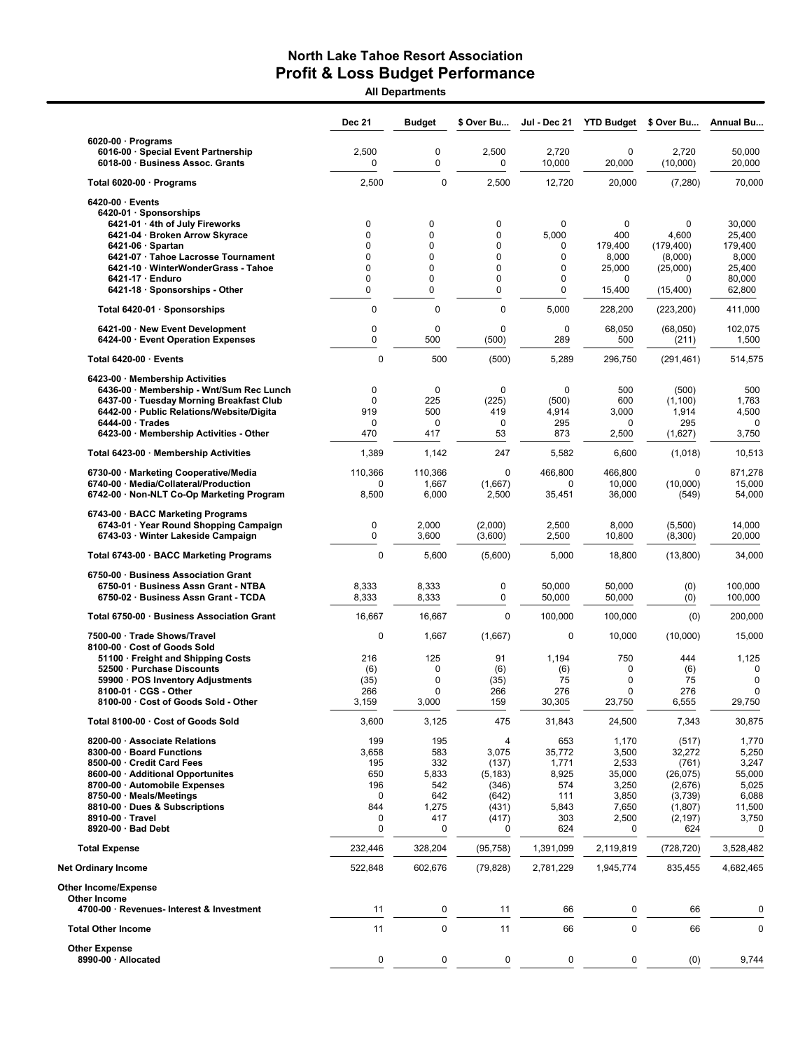# North Lake Tahoe Resort Association
## Profit & Loss Budget Performance
### All Departments

| | Dec 21 | Budget | $ Over Bu... | Jul - Dec 21 | YTD Budget | $ Over Bu... | Annual Bu... |
|---|---|---|---|---|---|---|---|
| **6020-00 · Programs** | | | | | | | |
| 6016-00 · Special Event Partnership | 2,500 | 0 | 2,500 | 2,720 | 0 | 2,720 | 50,000 |
| 6018-00 · Business Assoc. Grants | 0 | 0 | 0 | 10,000 | 20,000 | (10,000) | 20,000 |
| **Total 6020-00 · Programs** | 2,500 | 0 | 2,500 | 12,720 | 20,000 | (7,280) | 70,000 |
| **6420-00 · Events** | | | | | | | |
| **6420-01 · Sponsorships** | | | | | | | |
| 6421-01 · 4th of July Fireworks | 0 | 0 | 0 | 0 | 0 | 0 | 30,000 |
| 6421-04 · Broken Arrow Skyrace | 0 | 0 | 0 | 5,000 | 400 | 4,600 | 25,400 |
| 6421-06 · Spartan | 0 | 0 | 0 | 0 | 179,400 | (179,400) | 179,400 |
| 6421-07 · Tahoe Lacrosse Tournament | 0 | 0 | 0 | 0 | 8,000 | (8,000) | 8,000 |
| 6421-10 · WinterWonderGrass - Tahoe | 0 | 0 | 0 | 0 | 25,000 | (25,000) | 25,400 |
| 6421-17 · Enduro | 0 | 0 | 0 | 0 | 0 | 0 | 80,000 |
| 6421-18 · Sponsorships - Other | 0 | 0 | 0 | 0 | 15,400 | (15,400) | 62,800 |
| **Total 6420-01 · Sponsorships** | 0 | 0 | 0 | 5,000 | 228,200 | (223,200) | 411,000 |
| 6421-00 · New Event Development | 0 | 0 | 0 | 0 | 68,050 | (68,050) | 102,075 |
| 6424-00 · Event Operation Expenses | 0 | 500 | (500) | 289 | 500 | (211) | 1,500 |
| **Total 6420-00 · Events** | 0 | 500 | (500) | 5,289 | 296,750 | (291,461) | 514,575 |
| **6423-00 · Membership Activities** | | | | | | | |
| 6436-00 · Membership - Wnt/Sum Rec Lunch | 0 | 0 | 0 | 0 | 500 | (500) | 500 |
| 6437-00 · Tuesday Morning Breakfast Club | 0 | 225 | (225) | (500) | 600 | (1,100) | 1,763 |
| 6442-00 · Public Relations/Website/Digita | 919 | 500 | 419 | 4,914 | 3,000 | 1,914 | 4,500 |
| 6444-00 · Trades | 0 | 0 | 0 | 295 | 0 | 295 | 0 |
| 6423-00 · Membership Activities - Other | 470 | 417 | 53 | 873 | 2,500 | (1,627) | 3,750 |
| **Total 6423-00 · Membership Activities** | 1,389 | 1,142 | 247 | 5,582 | 6,600 | (1,018) | 10,513 |
| 6730-00 · Marketing Cooperative/Media | 110,366 | 110,366 | 0 | 466,800 | 466,800 | 0 | 871,278 |
| 6740-00 · Media/Collateral/Production | 0 | 1,667 | (1,667) | 0 | 10,000 | (10,000) | 15,000 |
| 6742-00 · Non-NLT Co-Op Marketing Program | 8,500 | 6,000 | 2,500 | 35,451 | 36,000 | (549) | 54,000 |
| **6743-00 · BACC Marketing Programs** | | | | | | | |
| 6743-01 · Year Round Shopping Campaign | 0 | 2,000 | (2,000) | 2,500 | 8,000 | (5,500) | 14,000 |
| 6743-03 · Winter Lakeside Campaign | 0 | 3,600 | (3,600) | 2,500 | 10,800 | (8,300) | 20,000 |
| **Total 6743-00 · BACC Marketing Programs** | 0 | 5,600 | (5,600) | 5,000 | 18,800 | (13,800) | 34,000 |
| **6750-00 · Business Association Grant** | | | | | | | |
| 6750-01 · Business Assn Grant - NTBA | 8,333 | 8,333 | 0 | 50,000 | 50,000 | (0) | 100,000 |
| 6750-02 · Business Assn Grant - TCDA | 8,333 | 8,333 | 0 | 50,000 | 50,000 | (0) | 100,000 |
| **Total 6750-00 · Business Association Grant** | 16,667 | 16,667 | 0 | 100,000 | 100,000 | (0) | 200,000 |
| 7500-00 · Trade Shows/Travel | 0 | 1,667 | (1,667) | 0 | 10,000 | (10,000) | 15,000 |
| **8100-00 · Cost of Goods Sold** | | | | | | | |
| 51100 · Freight and Shipping Costs | 216 | 125 | 91 | 1,194 | 750 | 444 | 1,125 |
| 52500 · Purchase Discounts | (6) | 0 | (6) | (6) | 0 | (6) | 0 |
| 59900 · POS Inventory Adjustments | (35) | 0 | (35) | 75 | 0 | 75 | 0 |
| 8100-01 · CGS - Other | 266 | 0 | 266 | 276 | 0 | 276 | 0 |
| 8100-00 · Cost of Goods Sold - Other | 3,159 | 3,000 | 159 | 30,305 | 23,750 | 6,555 | 29,750 |
| **Total 8100-00 · Cost of Goods Sold** | 3,600 | 3,125 | 475 | 31,843 | 24,500 | 7,343 | 30,875 |
| 8200-00 · Associate Relations | 199 | 195 | 4 | 653 | 1,170 | (517) | 1,770 |
| 8300-00 · Board Functions | 3,658 | 583 | 3,075 | 35,772 | 3,500 | 32,272 | 5,250 |
| 8500-00 · Credit Card Fees | 195 | 332 | (137) | 1,771 | 2,533 | (761) | 3,247 |
| 8600-00 · Additional Opportunites | 650 | 5,833 | (5,183) | 8,925 | 35,000 | (26,075) | 55,000 |
| 8700-00 · Automobile Expenses | 196 | 542 | (346) | 574 | 3,250 | (2,676) | 5,025 |
| 8750-00 · Meals/Meetings | 0 | 642 | (642) | 111 | 3,850 | (3,739) | 6,088 |
| 8810-00 · Dues & Subscriptions | 844 | 1,275 | (431) | 5,843 | 7,650 | (1,807) | 11,500 |
| 8910-00 · Travel | 0 | 417 | (417) | 303 | 2,500 | (2,197) | 3,750 |
| 8920-00 · Bad Debt | 0 | 0 | 0 | 624 | 0 | 624 | 0 |
| **Total Expense** | 232,446 | 328,204 | (95,758) | 1,391,099 | 2,119,819 | (728,720) | 3,528,482 |
| **Net Ordinary Income** | 522,848 | 602,676 | (79,828) | 2,781,229 | 1,945,774 | 835,455 | 4,682,465 |
| **Other Income/Expense** | | | | | | | |
| **Other Income** | | | | | | | |
| 4700-00 · Revenues- Interest & Investment | 11 | 0 | 11 | 66 | 0 | 66 | 0 |
| **Total Other Income** | 11 | 0 | 11 | 66 | 0 | 66 | 0 |
| **Other Expense** | | | | | | | |
| 8990-00 · Allocated | 0 | 0 | 0 | 0 | 0 | (0) | 9,744 |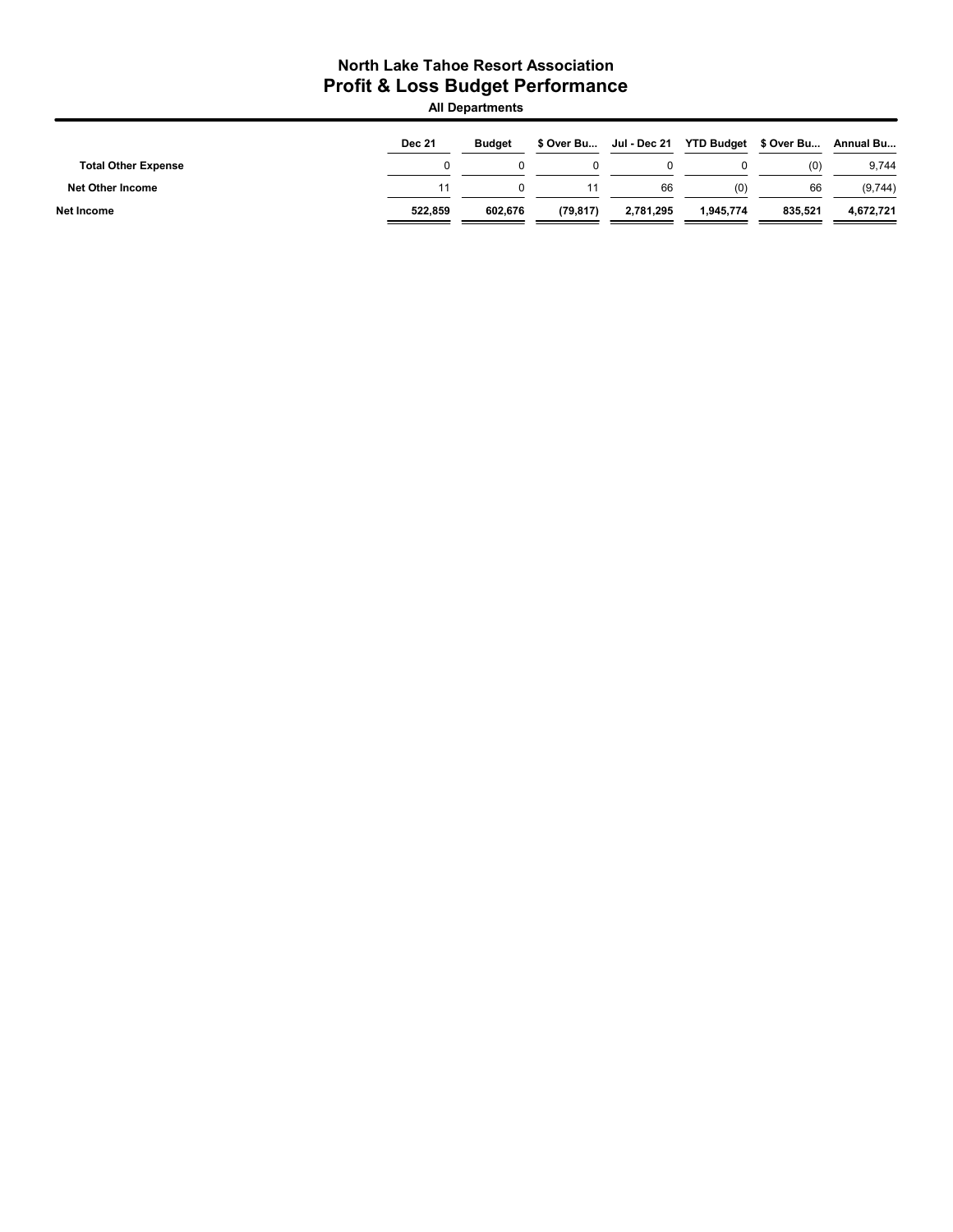# North Lake Tahoe Resort Association
## Profit & Loss Budget Performance
### All Departments

| | Dec 21 | Budget | $ Over Bu... | Jul - Dec 21 | YTD Budget | $ Over Bu... | Annual Bu... |
|---|---|---|---|---|---|---|---|
| **Total Other Expense** | 0 | 0 | 0 | 0 | 0 | (0) | 9,744 |
| **Net Other Income** | 11 | 0 | 11 | 66 | (0) | 66 | (9,744) |
| **Net Income** | **522,859** | **602,676** | **(79,817)** | **2,781,295** | **1,945,774** | **835,521** | **4,672,721** |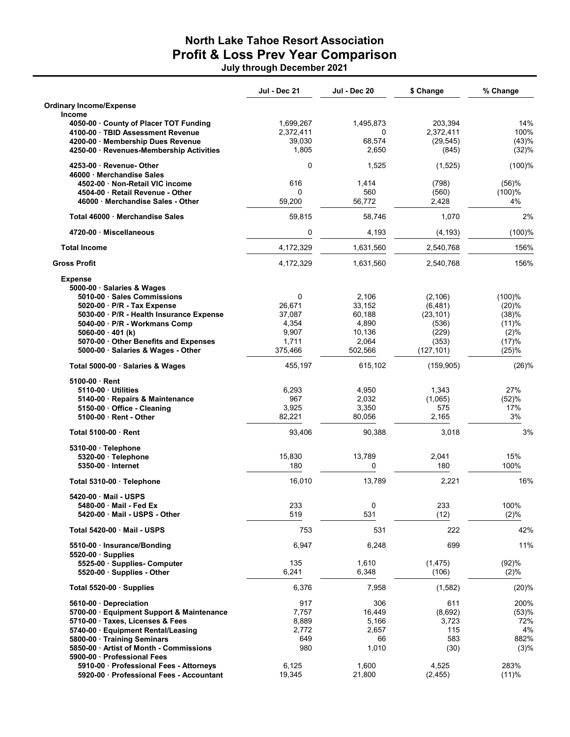# North Lake Tahoe Resort Association
## Profit & Loss Prev Year Comparison
### July through December 2021

| | Jul - Dec 21 | Jul - Dec 20 | $ Change | % Change |
|---|---|---|---|---|
| **Ordinary Income/Expense** | | | | |
| **Income** | | | | |
| **4050-00 · County of Placer TOT Funding** | 1,699,267 | 1,495,873 | 203,394 | 14% |
| **4100-00 · TBID Assessment Revenue** | 2,372,411 | 0 | 2,372,411 | 100% |
| **4200-00 · Membership Dues Revenue** | 39,030 | 68,574 | (29,545) | (43)% |
| **4250-00 · Revenues-Membership Activities** | 1,805 | 2,650 | (845) | (32)% |
| **4253-00 · Revenue- Other** | 0 | 1,525 | (1,525) | (100)% |
| **46000 · Merchandise Sales** | | | | |
| **4502-00 · Non-Retail VIC income** | 616 | 1,414 | (798) | (56)% |
| **4504-00 · Retail Revenue - Other** | 0 | 560 | (560) | (100)% |
| **46000 · Merchandise Sales - Other** | 59,200 | 56,772 | 2,428 | 4% |
| **Total 46000 · Merchandise Sales** | 59,815 | 58,746 | 1,070 | 2% |
| **4720-00 · Miscellaneous** | 0 | 4,193 | (4,193) | (100)% |
| **Total Income** | 4,172,329 | 1,631,560 | 2,540,768 | 156% |
| **Gross Profit** | 4,172,329 | 1,631,560 | 2,540,768 | 156% |
| **Expense** | | | | |
| **5000-00 · Salaries & Wages** | | | | |
| **5010-00 · Sales Commissions** | 0 | 2,106 | (2,106) | (100)% |
| **5020-00 · P/R - Tax Expense** | 26,671 | 33,152 | (6,481) | (20)% |
| **5030-00 · P/R - Health Insurance Expense** | 37,087 | 60,188 | (23,101) | (38)% |
| **5040-00 · P/R - Workmans Comp** | 4,354 | 4,890 | (536) | (11)% |
| **5060-00 · 401 (k)** | 9,907 | 10,136 | (229) | (2)% |
| **5070-00 · Other Benefits and Expenses** | 1,711 | 2,064 | (353) | (17)% |
| **5000-00 · Salaries & Wages - Other** | 375,466 | 502,566 | (127,101) | (25)% |
| **Total 5000-00 · Salaries & Wages** | 455,197 | 615,102 | (159,905) | (26)% |
| **5100-00 · Rent** | | | | |
| **5110-00 · Utilities** | 6,293 | 4,950 | 1,343 | 27% |
| **5140-00 · Repairs & Maintenance** | 967 | 2,032 | (1,065) | (52)% |
| **5150-00 · Office - Cleaning** | 3,925 | 3,350 | 575 | 17% |
| **5100-00 · Rent - Other** | 82,221 | 80,056 | 2,165 | 3% |
| **Total 5100-00 · Rent** | 93,406 | 90,388 | 3,018 | 3% |
| **5310-00 · Telephone** | | | | |
| **5320-00 · Telephone** | 15,830 | 13,789 | 2,041 | 15% |
| **5350-00 · Internet** | 180 | 0 | 180 | 100% |
| **Total 5310-00 · Telephone** | 16,010 | 13,789 | 2,221 | 16% |
| **5420-00 · Mail - USPS** | | | | |
| **5480-00 · Mail - Fed Ex** | 233 | 0 | 233 | 100% |
| **5420-00 · Mail - USPS - Other** | 519 | 531 | (12) | (2)% |
| **Total 5420-00 · Mail - USPS** | 753 | 531 | 222 | 42% |
| **5510-00 · Insurance/Bonding** | 6,947 | 6,248 | 699 | 11% |
| **5520-00 · Supplies** | | | | |
| **5525-00 · Supplies- Computer** | 135 | 1,610 | (1,475) | (92)% |
| **5520-00 · Supplies - Other** | 6,241 | 6,348 | (106) | (2)% |
| **Total 5520-00 · Supplies** | 6,376 | 7,958 | (1,582) | (20)% |
| **5610-00 · Depreciation** | 917 | 306 | 611 | 200% |
| **5700-00 · Equipment Support & Maintenance** | 7,757 | 16,449 | (8,692) | (53)% |
| **5710-00 · Taxes, Licenses & Fees** | 8,889 | 5,166 | 3,723 | 72% |
| **5740-00 · Equipment Rental/Leasing** | 2,772 | 2,657 | 115 | 4% |
| **5800-00 · Training Seminars** | 649 | 66 | 583 | 882% |
| **5850-00 · Artist of Month - Commissions** | 980 | 1,010 | (30) | (3)% |
| **5900-00 · Professional Fees** | | | | |
| **5910-00 · Professional Fees - Attorneys** | 6,125 | 1,600 | 4,525 | 283% |
| **5920-00 · Professional Fees - Accountant** | 19,345 | 21,800 | (2,455) | (11)% |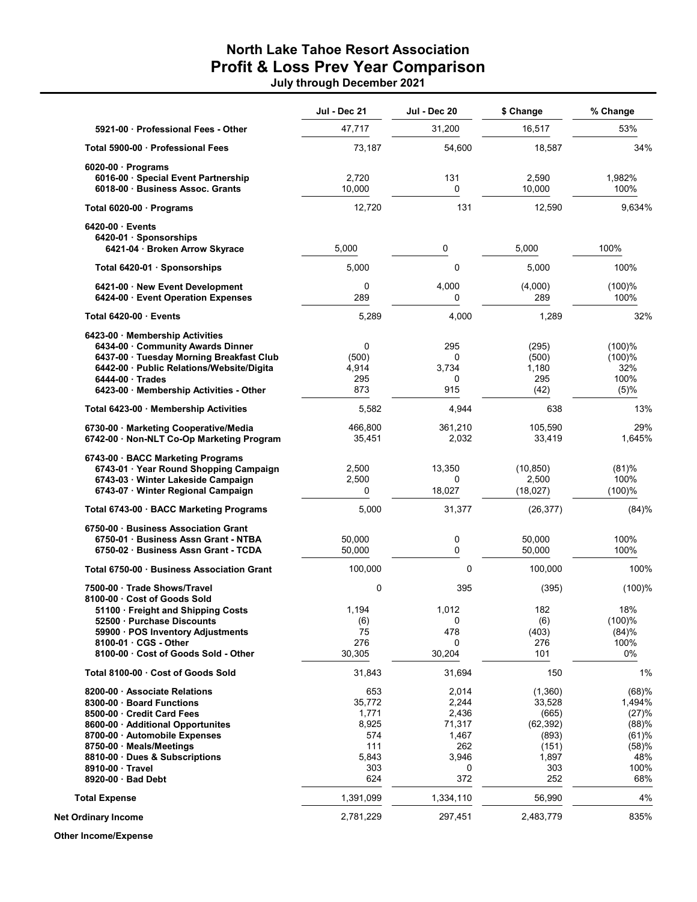# North Lake Tahoe Resort Association
## Profit & Loss Prev Year Comparison
### July through December 2021

| | Jul - Dec 21 | Jul - Dec 20 | $ Change | % Change |
|---|---|---|---|---|
| 5921-00 · Professional Fees - Other | 47,717 | 31,200 | 16,517 | 53% |
| Total 5900-00 · Professional Fees | 73,187 | 54,600 | 18,587 | 34% |
| 6020-00 · Programs | | | | |
| 6016-00 · Special Event Partnership | 2,720 | 131 | 2,590 | 1,982% |
| 6018-00 · Business Assoc. Grants | 10,000 | 0 | 10,000 | 100% |
| Total 6020-00 · Programs | 12,720 | 131 | 12,590 | 9,634% |
| 6420-00 · Events | | | | |
| 6420-01 · Sponsorships | | | | |
| 6421-04 · Broken Arrow Skyrace | 5,000 | 0 | 5,000 | 100% |
| Total 6420-01 · Sponsorships | 5,000 | 0 | 5,000 | 100% |
| 6421-00 · New Event Development | 0 | 4,000 | (4,000) | (100)% |
| 6424-00 · Event Operation Expenses | 289 | 0 | 289 | 100% |
| Total 6420-00 · Events | 5,289 | 4,000 | 1,289 | 32% |
| 6423-00 · Membership Activities | | | | |
| 6434-00 · Community Awards Dinner | 0 | 295 | (295) | (100)% |
| 6437-00 · Tuesday Morning Breakfast Club | (500) | 0 | (500) | (100)% |
| 6442-00 · Public Relations/Website/Digita | 4,914 | 3,734 | 1,180 | 32% |
| 6444-00 · Trades | 295 | 0 | 295 | 100% |
| 6423-00 · Membership Activities - Other | 873 | 915 | (42) | (5)% |
| Total 6423-00 · Membership Activities | 5,582 | 4,944 | 638 | 13% |
| 6730-00 · Marketing Cooperative/Media | 466,800 | 361,210 | 105,590 | 29% |
| 6742-00 · Non-NLT Co-Op Marketing Program | 35,451 | 2,032 | 33,419 | 1,645% |
| 6743-00 · BACC Marketing Programs | | | | |
| 6743-01 · Year Round Shopping Campaign | 2,500 | 13,350 | (10,850) | (81)% |
| 6743-03 · Winter Lakeside Campaign | 2,500 | 0 | 2,500 | 100% |
| 6743-07 · Winter Regional Campaign | 0 | 18,027 | (18,027) | (100)% |
| Total 6743-00 · BACC Marketing Programs | 5,000 | 31,377 | (26,377) | (84)% |
| 6750-00 · Business Association Grant | | | | |
| 6750-01 · Business Assn Grant - NTBA | 50,000 | 0 | 50,000 | 100% |
| 6750-02 · Business Assn Grant - TCDA | 50,000 | 0 | 50,000 | 100% |
| Total 6750-00 · Business Association Grant | 100,000 | 0 | 100,000 | 100% |
| 7500-00 · Trade Shows/Travel | 0 | 395 | (395) | (100)% |
| 8100-00 · Cost of Goods Sold | | | | |
| 51100 · Freight and Shipping Costs | 1,194 | 1,012 | 182 | 18% |
| 52500 · Purchase Discounts | (6) | 0 | (6) | (100)% |
| 59900 · POS Inventory Adjustments | 75 | 478 | (403) | (84)% |
| 8100-01 · CGS - Other | 276 | 0 | 276 | 100% |
| 8100-00 · Cost of Goods Sold - Other | 30,305 | 30,204 | 101 | 0% |
| Total 8100-00 · Cost of Goods Sold | 31,843 | 31,694 | 150 | 1% |
| 8200-00 · Associate Relations | 653 | 2,014 | (1,360) | (68)% |
| 8300-00 · Board Functions | 35,772 | 2,244 | 33,528 | 1,494% |
| 8500-00 · Credit Card Fees | 1,771 | 2,436 | (665) | (27)% |
| 8600-00 · Additional Opportunites | 8,925 | 71,317 | (62,392) | (88)% |
| 8700-00 · Automobile Expenses | 574 | 1,467 | (893) | (61)% |
| 8750-00 · Meals/Meetings | 111 | 262 | (151) | (58)% |
| 8810-00 · Dues & Subscriptions | 5,843 | 3,946 | 1,897 | 48% |
| 8910-00 · Travel | 303 | 0 | 303 | 100% |
| 8920-00 · Bad Debt | 624 | 372 | 252 | 68% |
| Total Expense | 1,391,099 | 1,334,110 | 56,990 | 4% |
| Net Ordinary Income | 2,781,229 | 297,451 | 2,483,779 | 835% |
| Other Income/Expense | | | | |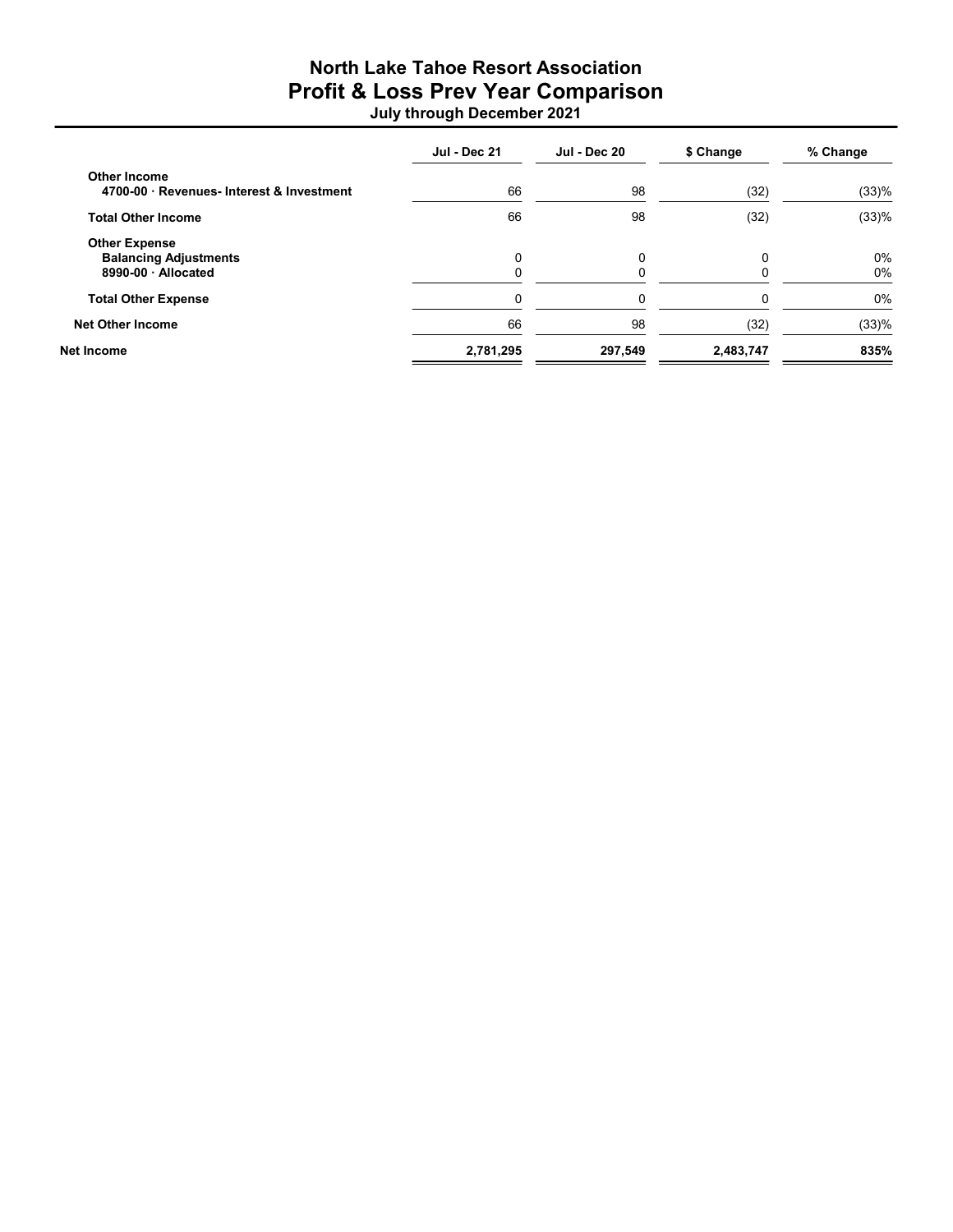# North Lake Tahoe Resort Association
## Profit & Loss Prev Year Comparison
### July through December 2021

| | Jul - Dec 21 | Jul - Dec 20 | $ Change | % Change |
|---|---|---|---|---|
| **Other Income** | | | | |
| **4700-00 · Revenues- Interest & Investment** | 66 | 98 | (32) | (33)% |
| **Total Other Income** | 66 | 98 | (32) | (33)% |
| **Other Expense** | | | | |
| **Balancing Adjustments** | 0 | 0 | 0 | 0% |
| **8990-00 · Allocated** | 0 | 0 | 0 | 0% |
| **Total Other Expense** | 0 | 0 | 0 | 0% |
| **Net Other Income** | 66 | 98 | (32) | (33)% |
| **Net Income** | **2,781,295** | **297,549** | **2,483,747** | **835%** |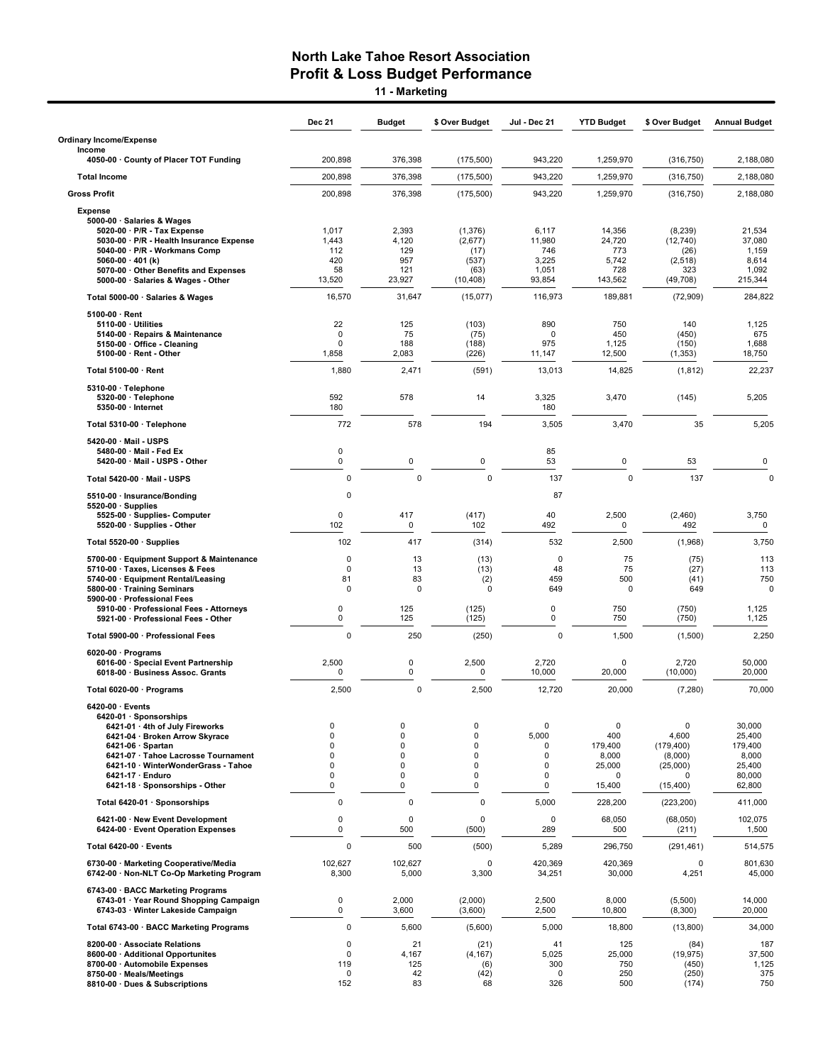# North Lake Tahoe Resort Association
## Profit & Loss Budget Performance
### 11 - Marketing

| | Dec 21 | Budget | $ Over Budget | Jul - Dec 21 | YTD Budget | $ Over Budget | Annual Budget |
|---|---|---|---|---|---|---|---|
| **Ordinary Income/Expense** | | | | | | | |
| **Income** | | | | | | | |
| 4050-00 · County of Placer TOT Funding | 200,898 | 376,398 | (175,500) | 943,220 | 1,259,970 | (316,750) | 2,188,080 |
| **Total Income** | 200,898 | 376,398 | (175,500) | 943,220 | 1,259,970 | (316,750) | 2,188,080 |
| **Gross Profit** | 200,898 | 376,398 | (175,500) | 943,220 | 1,259,970 | (316,750) | 2,188,080 |
| **Expense** | | | | | | | |
| 5000-00 · Salaries & Wages | | | | | | | |
| 5020-00 · P/R - Tax Expense | 1,017 | 2,393 | (1,376) | 6,117 | 14,356 | (8,239) | 21,534 |
| 5030-00 · P/R - Health Insurance Expense | 1,443 | 4,120 | (2,677) | 11,980 | 24,720 | (12,740) | 37,080 |
| 5040-00 · P/R - Workmans Comp | 112 | 129 | (17) | 746 | 773 | (26) | 1,159 |
| 5060-00 · 401 (k) | 420 | 957 | (537) | 3,225 | 5,742 | (2,518) | 8,614 |
| 5070-00 · Other Benefits and Expenses | 58 | 121 | (63) | 1,051 | 728 | 323 | 1,092 |
| 5000-00 · Salaries & Wages - Other | 13,520 | 23,927 | (10,408) | 93,854 | 143,562 | (49,708) | 215,344 |
| **Total 5000-00 · Salaries & Wages** | 16,570 | 31,647 | (15,077) | 116,973 | 189,881 | (72,909) | 284,822 |
| 5100-00 · Rent | | | | | | | |
| 5110-00 · Utilities | 22 | 125 | (103) | 890 | 750 | 140 | 1,125 |
| 5140-00 · Repairs & Maintenance | 0 | 75 | (75) | 0 | 450 | (450) | 675 |
| 5150-00 · Office - Cleaning | 0 | 188 | (188) | 975 | 1,125 | (150) | 1,688 |
| 5100-00 · Rent - Other | 1,858 | 2,083 | (226) | 11,147 | 12,500 | (1,353) | 18,750 |
| **Total 5100-00 · Rent** | 1,880 | 2,471 | (591) | 13,013 | 14,825 | (1,812) | 22,237 |
| 5310-00 · Telephone | | | | | | | |
| 5320-00 · Telephone | 592 | 578 | 14 | 3,325 | 3,470 | (145) | 5,205 |
| 5350-00 · Internet | 180 | | | 180 | | | |
| **Total 5310-00 · Telephone** | 772 | 578 | 194 | 3,505 | 3,470 | 35 | 5,205 |
| 5420-00 · Mail - USPS | | | | | | | |
| 5480-00 · Mail - Fed Ex | 0 | | | 85 | | | |
| 5420-00 · Mail - USPS - Other | 0 | 0 | 0 | 53 | 0 | 53 | 0 |
| **Total 5420-00 · Mail - USPS** | 0 | 0 | 0 | 137 | 0 | 137 | 0 |
| 5510-00 · Insurance/Bonding | 0 | | | 87 | | | |
| 5520-00 · Supplies | | | | | | | |
| 5525-00 · Supplies- Computer | 0 | 417 | (417) | 40 | 2,500 | (2,460) | 3,750 |
| 5520-00 · Supplies - Other | 102 | 0 | 102 | 492 | 0 | 492 | 0 |
| **Total 5520-00 · Supplies** | 102 | 417 | (314) | 532 | 2,500 | (1,968) | 3,750 |
| 5700-00 · Equipment Support & Maintenance | 0 | 13 | (13) | 0 | 75 | (75) | 113 |
| 5710-00 · Taxes, Licenses & Fees | 0 | 13 | (13) | 48 | 75 | (27) | 113 |
| 5740-00 · Equipment Rental/Leasing | 81 | 83 | (2) | 459 | 500 | (41) | 750 |
| 5800-00 · Training Seminars | 0 | 0 | 0 | 649 | 0 | 649 | 0 |
| 5900-00 · Professional Fees | | | | | | | |
| 5910-00 · Professional Fees - Attorneys | 0 | 125 | (125) | 0 | 750 | (750) | 1,125 |
| 5921-00 · Professional Fees - Other | 0 | 125 | (125) | 0 | 750 | (750) | 1,125 |
| **Total 5900-00 · Professional Fees** | 0 | 250 | (250) | 0 | 1,500 | (1,500) | 2,250 |
| 6020-00 · Programs | | | | | | | |
| 6016-00 · Special Event Partnership | 2,500 | 0 | 2,500 | 2,720 | 0 | 2,720 | 50,000 |
| 6018-00 · Business Assoc. Grants | 0 | 0 | 0 | 10,000 | 20,000 | (10,000) | 20,000 |
| **Total 6020-00 · Programs** | 2,500 | 0 | 2,500 | 12,720 | 20,000 | (7,280) | 70,000 |
| 6420-00 · Events | | | | | | | |
| 6420-01 · Sponsorships | | | | | | | |
| 6421-01 · 4th of July Fireworks | 0 | 0 | 0 | 0 | 0 | 0 | 30,000 |
| 6421-04 · Broken Arrow Skyrace | 0 | 0 | 0 | 5,000 | 400 | 4,600 | 25,400 |
| 6421-06 · Spartan | 0 | 0 | 0 | 0 | 179,400 | (179,400) | 179,400 |
| 6421-07 · Tahoe Lacrosse Tournament | 0 | 0 | 0 | 0 | 8,000 | (8,000) | 8,000 |
| 6421-10 · WinterWonderGrass - Tahoe | 0 | 0 | 0 | 0 | 25,000 | (25,000) | 25,400 |
| 6421-17 · Enduro | 0 | 0 | 0 | 0 | 0 | 0 | 80,000 |
| 6421-18 · Sponsorships - Other | 0 | 0 | 0 | 0 | 15,400 | (15,400) | 62,800 |
| **Total 6420-01 · Sponsorships** | 0 | 0 | 0 | 5,000 | 228,200 | (223,200) | 411,000 |
| 6421-00 · New Event Development | 0 | 0 | 0 | 0 | 68,050 | (68,050) | 102,075 |
| 6424-00 · Event Operation Expenses | 0 | 500 | (500) | 289 | 500 | (211) | 1,500 |
| **Total 6420-00 · Events** | 0 | 500 | (500) | 5,289 | 296,750 | (291,461) | 514,575 |
| 6730-00 · Marketing Cooperative/Media | 102,627 | 102,627 | 0 | 420,369 | 420,369 | 0 | 801,630 |
| 6742-00 · Non-NLT Co-Op Marketing Program | 8,300 | 5,000 | 3,300 | 34,251 | 30,000 | 4,251 | 45,000 |
| 6743-00 · BACC Marketing Programs | | | | | | | |
| 6743-01 · Year Round Shopping Campaign | 0 | 2,000 | (2,000) | 2,500 | 8,000 | (5,500) | 14,000 |
| 6743-03 · Winter Lakeside Campaign | 0 | 3,600 | (3,600) | 2,500 | 10,800 | (8,300) | 20,000 |
| **Total 6743-00 · BACC Marketing Programs** | 0 | 5,600 | (5,600) | 5,000 | 18,800 | (13,800) | 34,000 |
| 8200-00 · Associate Relations | 0 | 21 | (21) | 41 | 125 | (84) | 187 |
| 8600-00 · Additional Opportunites | 0 | 4,167 | (4,167) | 5,025 | 25,000 | (19,975) | 37,500 |
| 8700-00 · Automobile Expenses | 119 | 125 | (6) | 300 | 750 | (450) | 1,125 |
| 8750-00 · Meals/Meetings | 0 | 42 | (42) | 0 | 250 | (250) | 375 |
| 8810-00 · Dues & Subscriptions | 152 | 83 | 68 | 326 | 500 | (174) | 750 |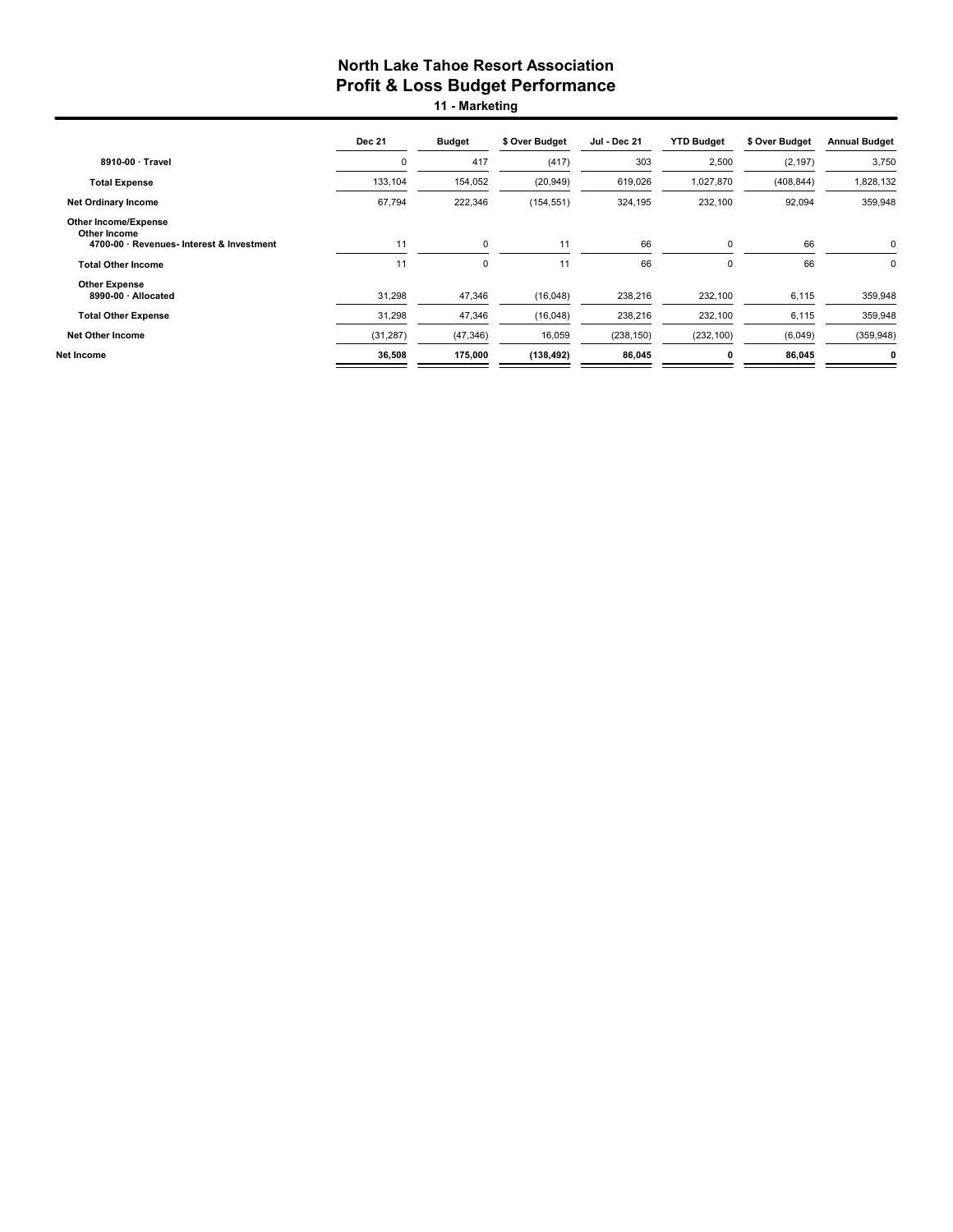# North Lake Tahoe Resort Association
## Profit & Loss Budget Performance
### 11 - Marketing

| | Dec 21 | Budget | $ Over Budget | Jul - Dec 21 | YTD Budget | $ Over Budget | Annual Budget |
|---|---|---|---|---|---|---|---|
| 8910-00 · Travel | 0 | 417 | (417) | 303 | 2,500 | (2,197) | 3,750 |
| **Total Expense** | 133,104 | 154,052 | (20,949) | 619,026 | 1,027,870 | (408,844) | 1,828,132 |
| **Net Ordinary Income** | 67,794 | 222,346 | (154,551) | 324,195 | 232,100 | 92,094 | 359,948 |
| **Other Income/Expense** | | | | | | | |
| **Other Income** | | | | | | | |
| 4700-00 · Revenues- Interest & Investment | 11 | 0 | 11 | 66 | 0 | 66 | 0 |
| **Total Other Income** | 11 | 0 | 11 | 66 | 0 | 66 | 0 |
| **Other Expense** | | | | | | | |
| 8990-00 · Allocated | 31,298 | 47,346 | (16,048) | 238,216 | 232,100 | 6,115 | 359,948 |
| **Total Other Expense** | 31,298 | 47,346 | (16,048) | 238,216 | 232,100 | 6,115 | 359,948 |
| **Net Other Income** | (31,287) | (47,346) | 16,059 | (238,150) | (232,100) | (6,049) | (359,948) |
| **Net Income** | **36,508** | **175,000** | **(138,492)** | **86,045** | **0** | **86,045** | **0** |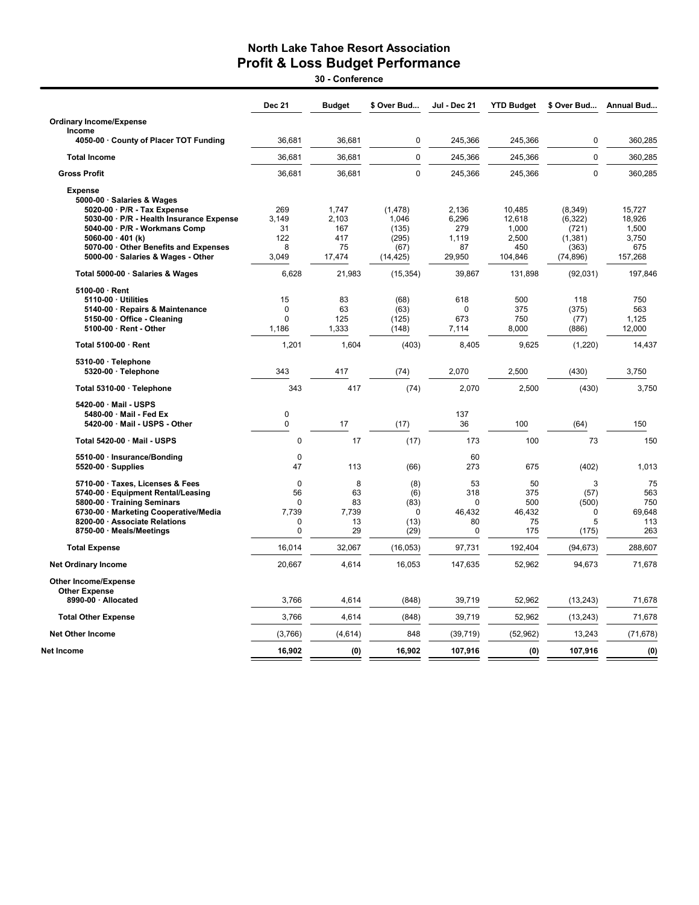# North Lake Tahoe Resort Association
## Profit & Loss Budget Performance
### 30 - Conference

| | Dec 21 | Budget | $ Over Bud... | Jul - Dec 21 | YTD Budget | $ Over Bud... | Annual Bud... |
|---|---|---|---|---|---|---|---|
| **Ordinary Income/Expense** | | | | | | | |
| **Income** | | | | | | | |
| 4050-00 · County of Placer TOT Funding | 36,681 | 36,681 | 0 | 245,366 | 245,366 | 0 | 360,285 |
| **Total Income** | 36,681 | 36,681 | 0 | 245,366 | 245,366 | 0 | 360,285 |
| **Gross Profit** | 36,681 | 36,681 | 0 | 245,366 | 245,366 | 0 | 360,285 |
| **Expense** | | | | | | | |
| 5000-00 · Salaries & Wages | | | | | | | |
| 5020-00 · P/R - Tax Expense | 269 | 1,747 | (1,478) | 2,136 | 10,485 | (8,349) | 15,727 |
| 5030-00 · P/R - Health Insurance Expense | 3,149 | 2,103 | 1,046 | 6,296 | 12,618 | (6,322) | 18,926 |
| 5040-00 · P/R - Workmans Comp | 31 | 167 | (135) | 279 | 1,000 | (721) | 1,500 |
| 5060-00 · 401 (k) | 122 | 417 | (295) | 1,119 | 2,500 | (1,381) | 3,750 |
| 5070-00 · Other Benefits and Expenses | 8 | 75 | (67) | 87 | 450 | (363) | 675 |
| 5000-00 · Salaries & Wages - Other | 3,049 | 17,474 | (14,425) | 29,950 | 104,846 | (74,896) | 157,268 |
| Total 5000-00 · Salaries & Wages | 6,628 | 21,983 | (15,354) | 39,867 | 131,898 | (92,031) | 197,846 |
| 5100-00 · Rent | | | | | | | |
| 5110-00 · Utilities | 15 | 83 | (68) | 618 | 500 | 118 | 750 |
| 5140-00 · Repairs & Maintenance | 0 | 63 | (63) | 0 | 375 | (375) | 563 |
| 5150-00 · Office - Cleaning | 0 | 125 | (125) | 673 | 750 | (77) | 1,125 |
| 5100-00 · Rent - Other | 1,186 | 1,333 | (148) | 7,114 | 8,000 | (886) | 12,000 |
| Total 5100-00 · Rent | 1,201 | 1,604 | (403) | 8,405 | 9,625 | (1,220) | 14,437 |
| 5310-00 · Telephone | | | | | | | |
| 5320-00 · Telephone | 343 | 417 | (74) | 2,070 | 2,500 | (430) | 3,750 |
| Total 5310-00 · Telephone | 343 | 417 | (74) | 2,070 | 2,500 | (430) | 3,750 |
| 5420-00 · Mail - USPS | | | | | | | |
| 5480-00 · Mail - Fed Ex | 0 | | | 137 | | | |
| 5420-00 · Mail - USPS - Other | 0 | 17 | (17) | 36 | 100 | (64) | 150 |
| Total 5420-00 · Mail - USPS | 0 | 17 | (17) | 173 | 100 | 73 | 150 |
| 5510-00 · Insurance/Bonding | 0 | | | 60 | | | |
| 5520-00 · Supplies | 47 | 113 | (66) | 273 | 675 | (402) | 1,013 |
| 5710-00 · Taxes, Licenses & Fees | 0 | 8 | (8) | 53 | 50 | 3 | 75 |
| 5740-00 · Equipment Rental/Leasing | 56 | 63 | (6) | 318 | 375 | (57) | 563 |
| 5800-00 · Training Seminars | 0 | 83 | (83) | 0 | 500 | (500) | 750 |
| 6730-00 · Marketing Cooperative/Media | 7,739 | 7,739 | 0 | 46,432 | 46,432 | 0 | 69,648 |
| 8200-00 · Associate Relations | 0 | 13 | (13) | 80 | 75 | 5 | 113 |
| 8750-00 · Meals/Meetings | 0 | 29 | (29) | 0 | 175 | (175) | 263 |
| **Total Expense** | 16,014 | 32,067 | (16,053) | 97,731 | 192,404 | (94,673) | 288,607 |
| **Net Ordinary Income** | 20,667 | 4,614 | 16,053 | 147,635 | 52,962 | 94,673 | 71,678 |
| **Other Income/Expense** | | | | | | | |
| **Other Expense** | | | | | | | |
| 8990-00 · Allocated | 3,766 | 4,614 | (848) | 39,719 | 52,962 | (13,243) | 71,678 |
| **Total Other Expense** | 3,766 | 4,614 | (848) | 39,719 | 52,962 | (13,243) | 71,678 |
| **Net Other Income** | (3,766) | (4,614) | 848 | (39,719) | (52,962) | 13,243 | (71,678) |
| **Net Income** | **16,902** | **(0)** | **16,902** | **107,916** | **(0)** | **107,916** | **(0)** |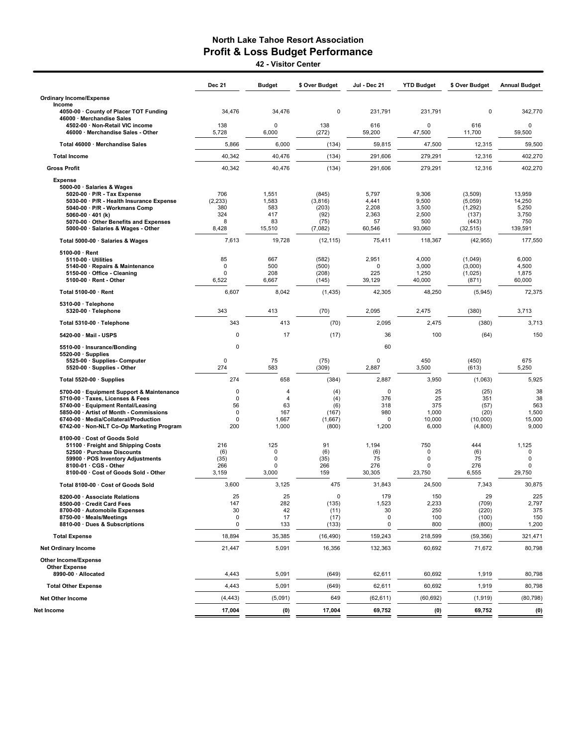# North Lake Tahoe Resort Association
## Profit & Loss Budget Performance
### 42 - Visitor Center

| | Dec 21 | Budget | $ Over Budget | Jul - Dec 21 | YTD Budget | $ Over Budget | Annual Budget |
|---|---|---|---|---|---|---|---|
| **Ordinary Income/Expense** | | | | | | | |
| **Income** | | | | | | | |
| 4050-00 · County of Placer TOT Funding | 34,476 | 34,476 | 0 | 231,791 | 231,791 | 0 | 342,770 |
| 46000 · Merchandise Sales | | | | | | | |
| 4502-00 · Non-Retail VIC income | 138 | 0 | 138 | 616 | 0 | 616 | 0 |
| 46000 · Merchandise Sales - Other | 5,728 | 6,000 | (272) | 59,200 | 47,500 | 11,700 | 59,500 |
| Total 46000 · Merchandise Sales | 5,866 | 6,000 | (134) | 59,815 | 47,500 | 12,315 | 59,500 |
| **Total Income** | 40,342 | 40,476 | (134) | 291,606 | 279,291 | 12,316 | 402,270 |
| **Gross Profit** | 40,342 | 40,476 | (134) | 291,606 | 279,291 | 12,316 | 402,270 |
| **Expense** | | | | | | | |
| 5000-00 · Salaries & Wages | | | | | | | |
| 5020-00 · P/R - Tax Expense | 706 | 1,551 | (845) | 5,797 | 9,306 | (3,509) | 13,959 |
| 5030-00 · P/R - Health Insurance Expense | (2,233) | 1,583 | (3,816) | 4,441 | 9,500 | (5,059) | 14,250 |
| 5040-00 · P/R - Workmans Comp | 380 | 583 | (203) | 2,208 | 3,500 | (1,292) | 5,250 |
| 5060-00 · 401 (k) | 324 | 417 | (92) | 2,363 | 2,500 | (137) | 3,750 |
| 5070-00 · Other Benefits and Expenses | 8 | 83 | (75) | 57 | 500 | (443) | 750 |
| 5000-00 · Salaries & Wages - Other | 8,428 | 15,510 | (7,082) | 60,546 | 93,060 | (32,515) | 139,591 |
| Total 5000-00 · Salaries & Wages | 7,613 | 19,728 | (12,115) | 75,411 | 118,367 | (42,955) | 177,550 |
| 5100-00 · Rent | | | | | | | |
| 5110-00 · Utilities | 85 | 667 | (582) | 2,951 | 4,000 | (1,049) | 6,000 |
| 5140-00 · Repairs & Maintenance | 0 | 500 | (500) | 0 | 3,000 | (3,000) | 4,500 |
| 5150-00 · Office - Cleaning | 0 | 208 | (208) | 225 | 1,250 | (1,025) | 1,875 |
| 5100-00 · Rent - Other | 6,522 | 6,667 | (145) | 39,129 | 40,000 | (871) | 60,000 |
| Total 5100-00 · Rent | 6,607 | 8,042 | (1,435) | 42,305 | 48,250 | (5,945) | 72,375 |
| 5310-00 · Telephone | | | | | | | |
| 5320-00 · Telephone | 343 | 413 | (70) | 2,095 | 2,475 | (380) | 3,713 |
| Total 5310-00 · Telephone | 343 | 413 | (70) | 2,095 | 2,475 | (380) | 3,713 |
| 5420-00 · Mail - USPS | 0 | 17 | (17) | 36 | 100 | (64) | 150 |
| 5510-00 · Insurance/Bonding | 0 | | | 60 | | | |
| 5520-00 · Supplies | | | | | | | |
| 5525-00 · Supplies- Computer | 0 | 75 | (75) | 0 | 450 | (450) | 675 |
| 5520-00 · Supplies - Other | 274 | 583 | (309) | 2,887 | 3,500 | (613) | 5,250 |
| Total 5520-00 · Supplies | 274 | 658 | (384) | 2,887 | 3,950 | (1,063) | 5,925 |
| 5700-00 · Equipment Support & Maintenance | 0 | 4 | (4) | 0 | 25 | (25) | 38 |
| 5710-00 · Taxes, Licenses & Fees | 0 | 4 | (4) | 376 | 25 | 351 | 38 |
| 5740-00 · Equipment Rental/Leasing | 56 | 63 | (6) | 318 | 375 | (57) | 563 |
| 5850-00 · Artist of Month - Commissions | 0 | 167 | (167) | 980 | 1,000 | (20) | 1,500 |
| 6740-00 · Media/Collateral/Production | 0 | 1,667 | (1,667) | 0 | 10,000 | (10,000) | 15,000 |
| 6742-00 · Non-NLT Co-Op Marketing Program | 200 | 1,000 | (800) | 1,200 | 6,000 | (4,800) | 9,000 |
| 8100-00 · Cost of Goods Sold | | | | | | | |
| 51100 · Freight and Shipping Costs | 216 | 125 | 91 | 1,194 | 750 | 444 | 1,125 |
| 52500 · Purchase Discounts | (6) | 0 | (6) | (6) | 0 | (6) | 0 |
| 59900 · POS Inventory Adjustments | (35) | 0 | (35) | 75 | 0 | 75 | 0 |
| 8100-01 · CGS - Other | 266 | 0 | 266 | 276 | 0 | 276 | 0 |
| 8100-00 · Cost of Goods Sold - Other | 3,159 | 3,000 | 159 | 30,305 | 23,750 | 6,555 | 29,750 |
| Total 8100-00 · Cost of Goods Sold | 3,600 | 3,125 | 475 | 31,843 | 24,500 | 7,343 | 30,875 |
| 8200-00 · Associate Relations | 25 | 25 | 0 | 179 | 150 | 29 | 225 |
| 8500-00 · Credit Card Fees | 147 | 282 | (135) | 1,523 | 2,233 | (709) | 2,797 |
| 8700-00 · Automobile Expenses | 30 | 42 | (11) | 30 | 250 | (220) | 375 |
| 8750-00 · Meals/Meetings | 0 | 17 | (17) | 0 | 100 | (100) | 150 |
| 8810-00 · Dues & Subscriptions | 0 | 133 | (133) | 0 | 800 | (800) | 1,200 |
| **Total Expense** | 18,894 | 35,385 | (16,490) | 159,243 | 218,599 | (59,356) | 321,471 |
| **Net Ordinary Income** | 21,447 | 5,091 | 16,356 | 132,363 | 60,692 | 71,672 | 80,798 |
| **Other Income/Expense** | | | | | | | |
| **Other Expense** | | | | | | | |
| 8990-00 · Allocated | 4,443 | 5,091 | (649) | 62,611 | 60,692 | 1,919 | 80,798 |
| **Total Other Expense** | 4,443 | 5,091 | (649) | 62,611 | 60,692 | 1,919 | 80,798 |
| **Net Other Income** | (4,443) | (5,091) | 649 | (62,611) | (60,692) | (1,919) | (80,798) |
| **Net Income** | 17,004 | (0) | 17,004 | 69,752 | (0) | 69,752 | (0) |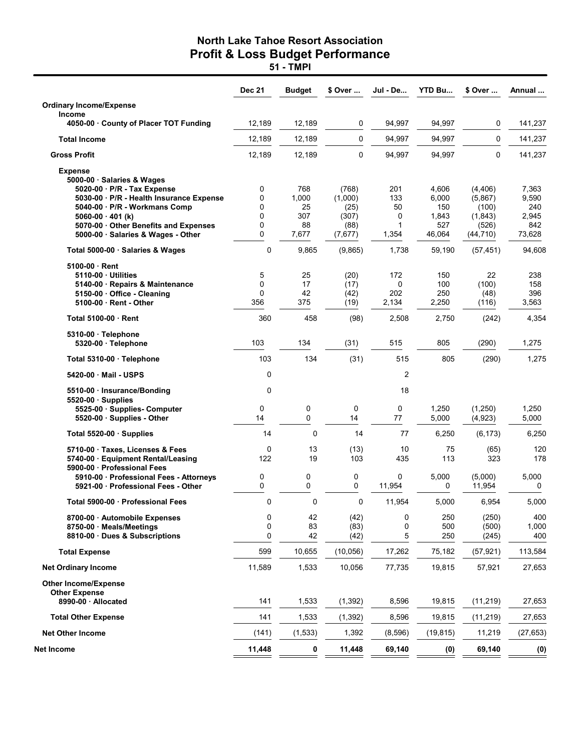# North Lake Tahoe Resort Association
## Profit & Loss Budget Performance
### 51 - TMPI

| | Dec 21 | Budget | $ Over ... | Jul - De... | YTD Bu... | $ Over ... | Annual ... |
|---|---|---|---|---|---|---|---|
| **Ordinary Income/Expense** | | | | | | | |
| **Income** | | | | | | | |
| 4050-00 · County of Placer TOT Funding | 12,189 | 12,189 | 0 | 94,997 | 94,997 | 0 | 141,237 |
| **Total Income** | 12,189 | 12,189 | 0 | 94,997 | 94,997 | 0 | 141,237 |
| **Gross Profit** | 12,189 | 12,189 | 0 | 94,997 | 94,997 | 0 | 141,237 |
| **Expense** | | | | | | | |
| 5000-00 · Salaries & Wages | | | | | | | |
| 5020-00 · P/R - Tax Expense | 0 | 768 | (768) | 201 | 4,606 | (4,406) | 7,363 |
| 5030-00 · P/R - Health Insurance Expense | 0 | 1,000 | (1,000) | 133 | 6,000 | (5,867) | 9,590 |
| 5040-00 · P/R - Workmans Comp | 0 | 25 | (25) | 50 | 150 | (100) | 240 |
| 5060-00 · 401 (k) | 0 | 307 | (307) | 0 | 1,843 | (1,843) | 2,945 |
| 5070-00 · Other Benefits and Expenses | 0 | 88 | (88) | 1 | 527 | (526) | 842 |
| 5000-00 · Salaries & Wages - Other | 0 | 7,677 | (7,677) | 1,354 | 46,064 | (44,710) | 73,628 |
| Total 5000-00 · Salaries & Wages | 0 | 9,865 | (9,865) | 1,738 | 59,190 | (57,451) | 94,608 |
| 5100-00 · Rent | | | | | | | |
| 5110-00 · Utilities | 5 | 25 | (20) | 172 | 150 | 22 | 238 |
| 5140-00 · Repairs & Maintenance | 0 | 17 | (17) | 0 | 100 | (100) | 158 |
| 5150-00 · Office - Cleaning | 0 | 42 | (42) | 202 | 250 | (48) | 396 |
| 5100-00 · Rent - Other | 356 | 375 | (19) | 2,134 | 2,250 | (116) | 3,563 |
| Total 5100-00 · Rent | 360 | 458 | (98) | 2,508 | 2,750 | (242) | 4,354 |
| 5310-00 · Telephone | | | | | | | |
| 5320-00 · Telephone | 103 | 134 | (31) | 515 | 805 | (290) | 1,275 |
| Total 5310-00 · Telephone | 103 | 134 | (31) | 515 | 805 | (290) | 1,275 |
| 5420-00 · Mail - USPS | 0 | | | 2 | | | |
| 5510-00 · Insurance/Bonding | 0 | | | 18 | | | |
| 5520-00 · Supplies | | | | | | | |
| 5525-00 · Supplies- Computer | 0 | 0 | 0 | 0 | 1,250 | (1,250) | 1,250 |
| 5520-00 · Supplies - Other | 14 | 0 | 14 | 77 | 5,000 | (4,923) | 5,000 |
| Total 5520-00 · Supplies | 14 | 0 | 14 | 77 | 6,250 | (6,173) | 6,250 |
| 5710-00 · Taxes, Licenses & Fees | 0 | 13 | (13) | 10 | 75 | (65) | 120 |
| 5740-00 · Equipment Rental/Leasing | 122 | 19 | 103 | 435 | 113 | 323 | 178 |
| 5900-00 · Professional Fees | | | | | | | |
| 5910-00 · Professional Fees - Attorneys | 0 | 0 | 0 | 0 | 5,000 | (5,000) | 5,000 |
| 5921-00 · Professional Fees - Other | 0 | 0 | 0 | 11,954 | 0 | 11,954 | 0 |
| Total 5900-00 · Professional Fees | 0 | 0 | 0 | 11,954 | 5,000 | 6,954 | 5,000 |
| 8700-00 · Automobile Expenses | 0 | 42 | (42) | 0 | 250 | (250) | 400 |
| 8750-00 · Meals/Meetings | 0 | 83 | (83) | 0 | 500 | (500) | 1,000 |
| 8810-00 · Dues & Subscriptions | 0 | 42 | (42) | 5 | 250 | (245) | 400 |
| **Total Expense** | 599 | 10,655 | (10,056) | 17,262 | 75,182 | (57,921) | 113,584 |
| **Net Ordinary Income** | 11,589 | 1,533 | 10,056 | 77,735 | 19,815 | 57,921 | 27,653 |
| **Other Income/Expense** | | | | | | | |
| **Other Expense** | | | | | | | |
| 8990-00 · Allocated | 141 | 1,533 | (1,392) | 8,596 | 19,815 | (11,219) | 27,653 |
| **Total Other Expense** | 141 | 1,533 | (1,392) | 8,596 | 19,815 | (11,219) | 27,653 |
| **Net Other Income** | (141) | (1,533) | 1,392 | (8,596) | (19,815) | 11,219 | (27,653) |
| **Net Income** | **11,448** | **0** | **11,448** | **69,140** | **(0)** | **69,140** | **(0)** |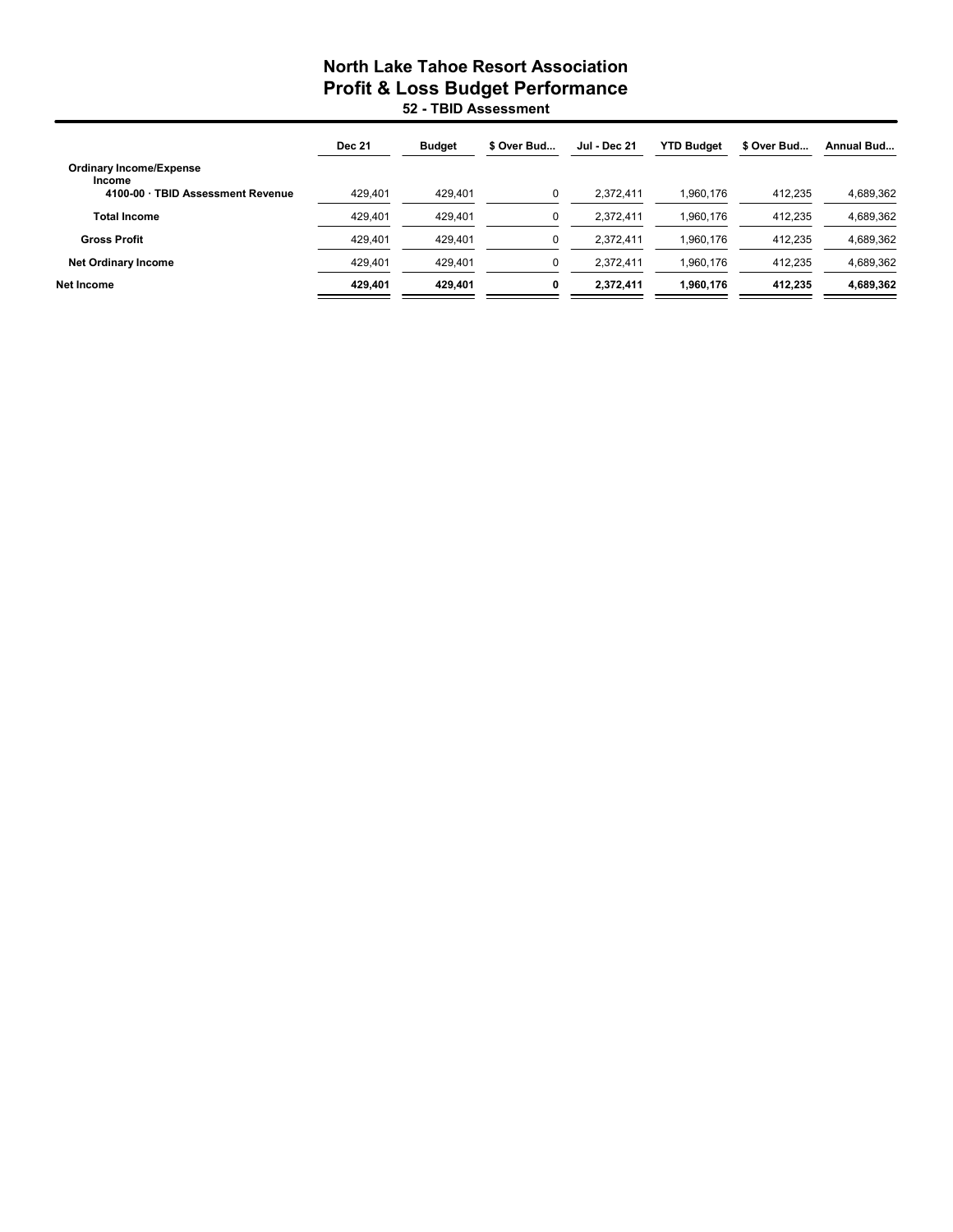# North Lake Tahoe Resort Association
## Profit & Loss Budget Performance
### 52 - TBID Assessment

| | Dec 21 | Budget | $ Over Bud... | Jul - Dec 21 | YTD Budget | $ Over Bud... | Annual Bud... |
|---|---|---|---|---|---|---|---|
| Ordinary Income/Expense | | | | | | | |
| Income | | | | | | | |
| 4100-00 · TBID Assessment Revenue | 429,401 | 429,401 | 0 | 2,372,411 | 1,960,176 | 412,235 | 4,689,362 |
| Total Income | 429,401 | 429,401 | 0 | 2,372,411 | 1,960,176 | 412,235 | 4,689,362 |
| Gross Profit | 429,401 | 429,401 | 0 | 2,372,411 | 1,960,176 | 412,235 | 4,689,362 |
| Net Ordinary Income | 429,401 | 429,401 | 0 | 2,372,411 | 1,960,176 | 412,235 | 4,689,362 |
| **Net Income** | **429,401** | **429,401** | **0** | **2,372,411** | **1,960,176** | **412,235** | **4,689,362** |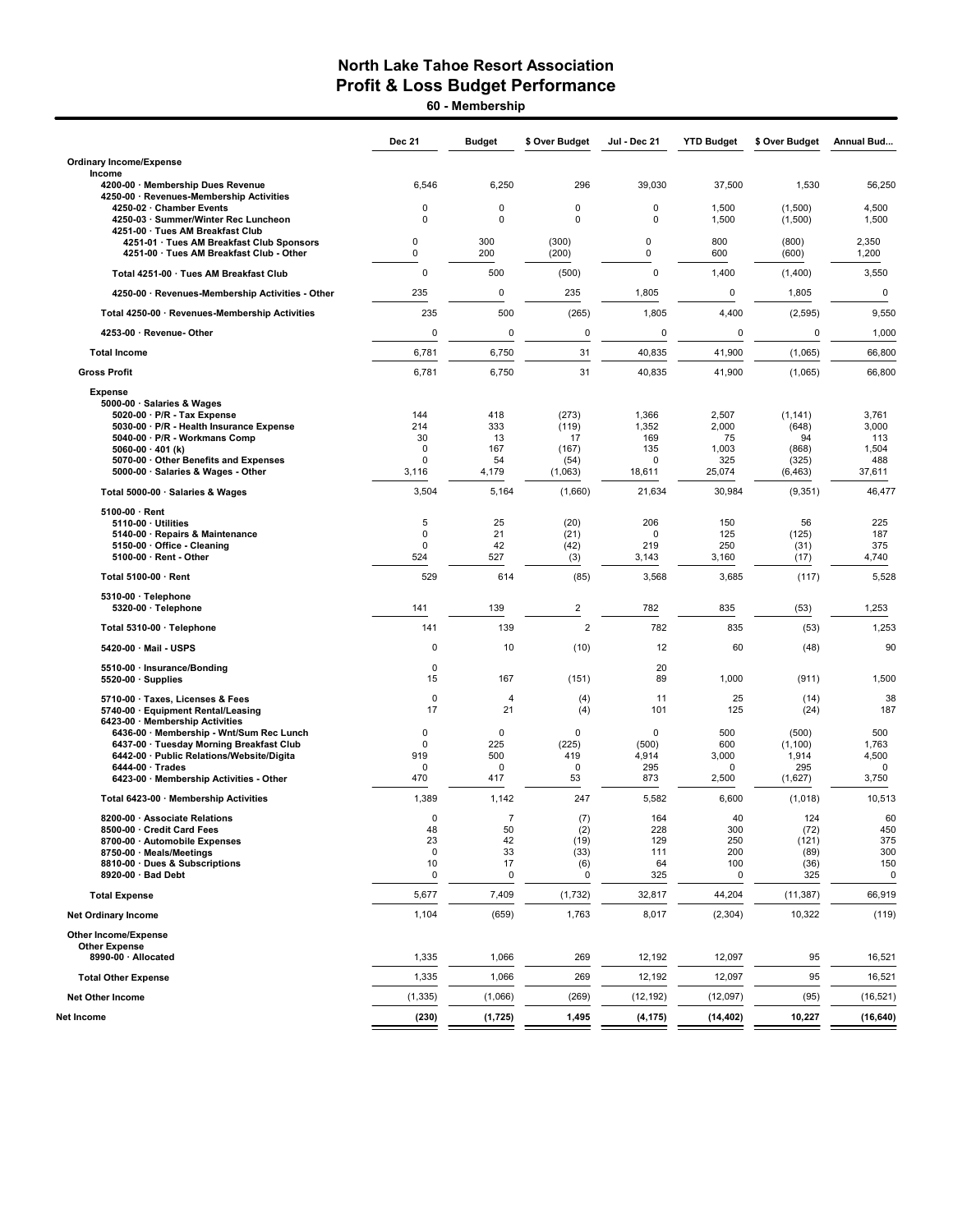# North Lake Tahoe Resort Association
## Profit & Loss Budget Performance
### 60 - Membership

| | Dec 21 | Budget | $ Over Budget | Jul - Dec 21 | YTD Budget | $ Over Budget | Annual Bud... |
|---|---|---|---|---|---|---|---|
| **Ordinary Income/Expense** | | | | | | | |
| Income | | | | | | | |
| 4200-00 · Membership Dues Revenue | 6,546 | 6,250 | 296 | 39,030 | 37,500 | 1,530 | 56,250 |
| 4250-00 · Revenues-Membership Activities | | | | | | | |
| 4250-02 · Chamber Events | 0 | 0 | 0 | 0 | 1,500 | (1,500) | 4,500 |
| 4250-03 · Summer/Winter Rec Luncheon | 0 | 0 | 0 | 0 | 1,500 | (1,500) | 1,500 |
| 4251-00 · Tues AM Breakfast Club | | | | | | | |
| 4251-01 · Tues AM Breakfast Club Sponsors | 0 | 300 | (300) | 0 | 800 | (800) | 2,350 |
| 4251-00 · Tues AM Breakfast Club - Other | 0 | 200 | (200) | 0 | 600 | (600) | 1,200 |
| Total 4251-00 · Tues AM Breakfast Club | 0 | 500 | (500) | 0 | 1,400 | (1,400) | 3,550 |
| 4250-00 · Revenues-Membership Activities - Other | 235 | 0 | 235 | 1,805 | 0 | 1,805 | 0 |
| Total 4250-00 · Revenues-Membership Activities | 235 | 500 | (265) | 1,805 | 4,400 | (2,595) | 9,550 |
| 4253-00 · Revenue- Other | 0 | 0 | 0 | 0 | 0 | 0 | 1,000 |
| Total Income | 6,781 | 6,750 | 31 | 40,835 | 41,900 | (1,065) | 66,800 |
| Gross Profit | 6,781 | 6,750 | 31 | 40,835 | 41,900 | (1,065) | 66,800 |
| Expense | | | | | | | |
| 5000-00 · Salaries & Wages | | | | | | | |
| 5020-00 · P/R - Tax Expense | 144 | 418 | (273) | 1,366 | 2,507 | (1,141) | 3,761 |
| 5030-00 · P/R - Health Insurance Expense | 214 | 333 | (119) | 1,352 | 2,000 | (648) | 3,000 |
| 5040-00 · P/R - Workmans Comp | 30 | 13 | 17 | 169 | 75 | 94 | 113 |
| 5060-00 · 401 (k) | 0 | 167 | (167) | 135 | 1,003 | (868) | 1,504 |
| 5070-00 · Other Benefits and Expenses | 0 | 54 | (54) | 0 | 325 | (325) | 488 |
| 5000-00 · Salaries & Wages - Other | 3,116 | 4,179 | (1,063) | 18,611 | 25,074 | (6,463) | 37,611 |
| Total 5000-00 · Salaries & Wages | 3,504 | 5,164 | (1,660) | 21,634 | 30,984 | (9,351) | 46,477 |
| 5100-00 · Rent | | | | | | | |
| 5110-00 · Utilities | 5 | 25 | (20) | 206 | 150 | 56 | 225 |
| 5140-00 · Repairs & Maintenance | 0 | 21 | (21) | 0 | 125 | (125) | 187 |
| 5150-00 · Office - Cleaning | 0 | 42 | (42) | 219 | 250 | (31) | 375 |
| 5100-00 · Rent - Other | 524 | 527 | (3) | 3,143 | 3,160 | (17) | 4,740 |
| Total 5100-00 · Rent | 529 | 614 | (85) | 3,568 | 3,685 | (117) | 5,528 |
| 5310-00 · Telephone | | | | | | | |
| 5320-00 · Telephone | 141 | 139 | 2 | 782 | 835 | (53) | 1,253 |
| Total 5310-00 · Telephone | 141 | 139 | 2 | 782 | 835 | (53) | 1,253 |
| 5420-00 · Mail - USPS | 0 | 10 | (10) | 12 | 60 | (48) | 90 |
| 5510-00 · Insurance/Bonding | 0 | | | 20 | | | |
| 5520-00 · Supplies | 15 | 167 | (151) | 89 | 1,000 | (911) | 1,500 |
| 5710-00 · Taxes, Licenses & Fees | 0 | 4 | (4) | 11 | 25 | (14) | 38 |
| 5740-00 · Equipment Rental/Leasing | 17 | 21 | (4) | 101 | 125 | (24) | 187 |
| 6423-00 · Membership Activities | | | | | | | |
| 6436-00 · Membership - Wnt/Sum Rec Lunch | 0 | 0 | 0 | 0 | 500 | (500) | 500 |
| 6437-00 · Tuesday Morning Breakfast Club | 0 | 225 | (225) | (500) | 600 | (1,100) | 1,763 |
| 6442-00 · Public Relations/Website/Digita | 919 | 500 | 419 | 4,914 | 3,000 | 1,914 | 4,500 |
| 6444-00 · Trades | 0 | 0 | 0 | 295 | 0 | 295 | 0 |
| 6423-00 · Membership Activities - Other | 470 | 417 | 53 | 873 | 2,500 | (1,627) | 3,750 |
| Total 6423-00 · Membership Activities | 1,389 | 1,142 | 247 | 5,582 | 6,600 | (1,018) | 10,513 |
| 8200-00 · Associate Relations | 0 | 7 | (7) | 164 | 40 | 124 | 60 |
| 8500-00 · Credit Card Fees | 48 | 50 | (2) | 228 | 300 | (72) | 450 |
| 8700-00 · Automobile Expenses | 23 | 42 | (19) | 129 | 250 | (121) | 375 |
| 8750-00 · Meals/Meetings | 0 | 33 | (33) | 111 | 200 | (89) | 300 |
| 8810-00 · Dues & Subscriptions | 10 | 17 | (6) | 64 | 100 | (36) | 150 |
| 8920-00 · Bad Debt | 0 | 0 | 0 | 325 | 0 | 325 | 0 |
| Total Expense | 5,677 | 7,409 | (1,732) | 32,817 | 44,204 | (11,387) | 66,919 |
| Net Ordinary Income | 1,104 | (659) | 1,763 | 8,017 | (2,304) | 10,322 | (119) |
| **Other Income/Expense** | | | | | | | |
| Other Expense | | | | | | | |
| 8990-00 · Allocated | 1,335 | 1,066 | 269 | 12,192 | 12,097 | 95 | 16,521 |
| Total Other Expense | 1,335 | 1,066 | 269 | 12,192 | 12,097 | 95 | 16,521 |
| Net Other Income | (1,335) | (1,066) | (269) | (12,192) | (12,097) | (95) | (16,521) |
| **Net Income** | **(230)** | **(1,725)** | **1,495** | **(4,175)** | **(14,402)** | **10,227** | **(16,640)** |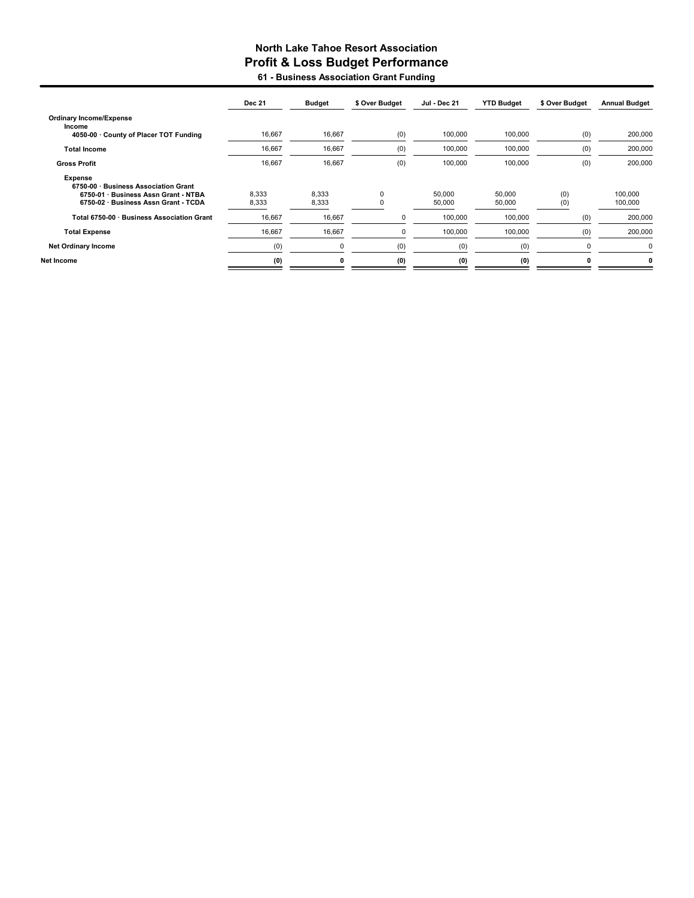# North Lake Tahoe Resort Association
## Profit & Loss Budget Performance
### 61 - Business Association Grant Funding

| | Dec 21 | Budget | $ Over Budget | Jul - Dec 21 | YTD Budget | $ Over Budget | Annual Budget |
|---|---|---|---|---|---|---|---|
| **Ordinary Income/Expense** | | | | | | | |
| **Income** | | | | | | | |
| **4050-00 · County of Placer TOT Funding** | 16,667 | 16,667 | (0) | 100,000 | 100,000 | (0) | 200,000 |
| **Total Income** | 16,667 | 16,667 | (0) | 100,000 | 100,000 | (0) | 200,000 |
| **Gross Profit** | 16,667 | 16,667 | (0) | 100,000 | 100,000 | (0) | 200,000 |
| **Expense** | | | | | | | |
| **6750-00 · Business Association Grant** | | | | | | | |
| **6750-01 · Business Assn Grant - NTBA** | 8,333 | 8,333 | 0 | 50,000 | 50,000 | (0) | 100,000 |
| **6750-02 · Business Assn Grant - TCDA** | 8,333 | 8,333 | 0 | 50,000 | 50,000 | (0) | 100,000 |
| **Total 6750-00 · Business Association Grant** | 16,667 | 16,667 | 0 | 100,000 | 100,000 | (0) | 200,000 |
| **Total Expense** | 16,667 | 16,667 | 0 | 100,000 | 100,000 | (0) | 200,000 |
| **Net Ordinary Income** | (0) | 0 | (0) | (0) | (0) | 0 | 0 |
| **Net Income** | **(0)** | **0** | **(0)** | **(0)** | **(0)** | **0** | **0** |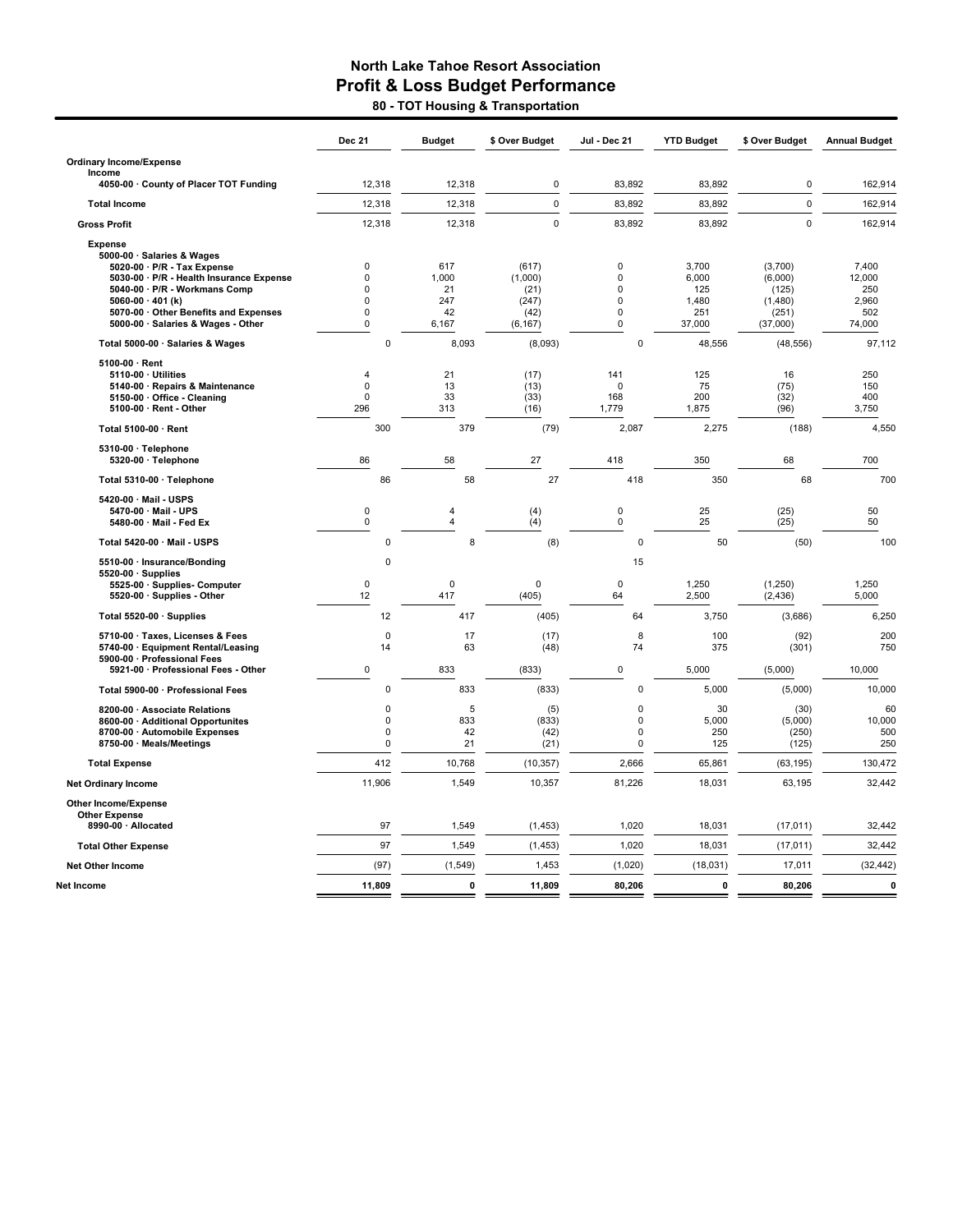# North Lake Tahoe Resort Association

## Profit & Loss Budget Performance

### 80 - TOT Housing & Transportation

| | Dec 21 | Budget | $ Over Budget | Jul - Dec 21 | YTD Budget | $ Over Budget | Annual Budget |
|---|---|---|---|---|---|---|---|
| **Ordinary Income/Expense** | | | | | | | |
| **Income** | | | | | | | |
| 4050-00 · County of Placer TOT Funding | 12,318 | 12,318 | 0 | 83,892 | 83,892 | 0 | 162,914 |
| **Total Income** | 12,318 | 12,318 | 0 | 83,892 | 83,892 | 0 | 162,914 |
| **Gross Profit** | 12,318 | 12,318 | 0 | 83,892 | 83,892 | 0 | 162,914 |
| **Expense** | | | | | | | |
| 5000-00 · Salaries & Wages | | | | | | | |
| 5020-00 · P/R - Tax Expense | 0 | 617 | (617) | 0 | 3,700 | (3,700) | 7,400 |
| 5030-00 · P/R - Health Insurance Expense | 0 | 1,000 | (1,000) | 0 | 6,000 | (6,000) | 12,000 |
| 5040-00 · P/R - Workmans Comp | 0 | 21 | (21) | 0 | 125 | (125) | 250 |
| 5060-00 · 401 (k) | 0 | 247 | (247) | 0 | 1,480 | (1,480) | 2,960 |
| 5070-00 · Other Benefits and Expenses | 0 | 42 | (42) | 0 | 251 | (251) | 502 |
| 5000-00 · Salaries & Wages - Other | 0 | 6,167 | (6,167) | 0 | 37,000 | (37,000) | 74,000 |
| Total 5000-00 · Salaries & Wages | 0 | 8,093 | (8,093) | 0 | 48,556 | (48,556) | 97,112 |
| 5100-00 · Rent | | | | | | | |
| 5110-00 · Utilities | 4 | 21 | (17) | 141 | 125 | 16 | 250 |
| 5140-00 · Repairs & Maintenance | 0 | 13 | (13) | 0 | 75 | (75) | 150 |
| 5150-00 · Office - Cleaning | 0 | 33 | (33) | 168 | 200 | (32) | 400 |
| 5100-00 · Rent - Other | 296 | 313 | (16) | 1,779 | 1,875 | (96) | 3,750 |
| Total 5100-00 · Rent | 300 | 379 | (79) | 2,087 | 2,275 | (188) | 4,550 |
| 5310-00 · Telephone | | | | | | | |
| 5320-00 · Telephone | 86 | 58 | 27 | 418 | 350 | 68 | 700 |
| Total 5310-00 · Telephone | 86 | 58 | 27 | 418 | 350 | 68 | 700 |
| 5420-00 · Mail - USPS | | | | | | | |
| 5470-00 · Mail - UPS | 0 | 4 | (4) | 0 | 25 | (25) | 50 |
| 5480-00 · Mail - Fed Ex | 0 | 4 | (4) | 0 | 25 | (25) | 50 |
| Total 5420-00 · Mail - USPS | 0 | 8 | (8) | 0 | 50 | (50) | 100 |
| 5510-00 · Insurance/Bonding | 0 | | | 15 | | | |
| 5520-00 · Supplies | | | | | | | |
| 5525-00 · Supplies- Computer | 0 | 0 | 0 | 0 | 1,250 | (1,250) | 1,250 |
| 5520-00 · Supplies - Other | 12 | 417 | (405) | 64 | 2,500 | (2,436) | 5,000 |
| Total 5520-00 · Supplies | 12 | 417 | (405) | 64 | 3,750 | (3,686) | 6,250 |
| 5710-00 · Taxes, Licenses & Fees | 0 | 17 | (17) | 8 | 100 | (92) | 200 |
| 5740-00 · Equipment Rental/Leasing | 14 | 63 | (48) | 74 | 375 | (301) | 750 |
| 5900-00 · Professional Fees | | | | | | | |
| 5921-00 · Professional Fees - Other | 0 | 833 | (833) | 0 | 5,000 | (5,000) | 10,000 |
| Total 5900-00 · Professional Fees | 0 | 833 | (833) | 0 | 5,000 | (5,000) | 10,000 |
| 8200-00 · Associate Relations | 0 | 5 | (5) | 0 | 30 | (30) | 60 |
| 8600-00 · Additional Opportunites | 0 | 833 | (833) | 0 | 5,000 | (5,000) | 10,000 |
| 8700-00 · Automobile Expenses | 0 | 42 | (42) | 0 | 250 | (250) | 500 |
| 8750-00 · Meals/Meetings | 0 | 21 | (21) | 0 | 125 | (125) | 250 |
| **Total Expense** | 412 | 10,768 | (10,357) | 2,666 | 65,861 | (63,195) | 130,472 |
| **Net Ordinary Income** | 11,906 | 1,549 | 10,357 | 81,226 | 18,031 | 63,195 | 32,442 |
| **Other Income/Expense** | | | | | | | |
| **Other Expense** | | | | | | | |
| 8990-00 · Allocated | 97 | 1,549 | (1,453) | 1,020 | 18,031 | (17,011) | 32,442 |
| **Total Other Expense** | 97 | 1,549 | (1,453) | 1,020 | 18,031 | (17,011) | 32,442 |
| **Net Other Income** | (97) | (1,549) | 1,453 | (1,020) | (18,031) | 17,011 | (32,442) |
| **Net Income** | **11,809** | **0** | **11,809** | **80,206** | **0** | **80,206** | **0** |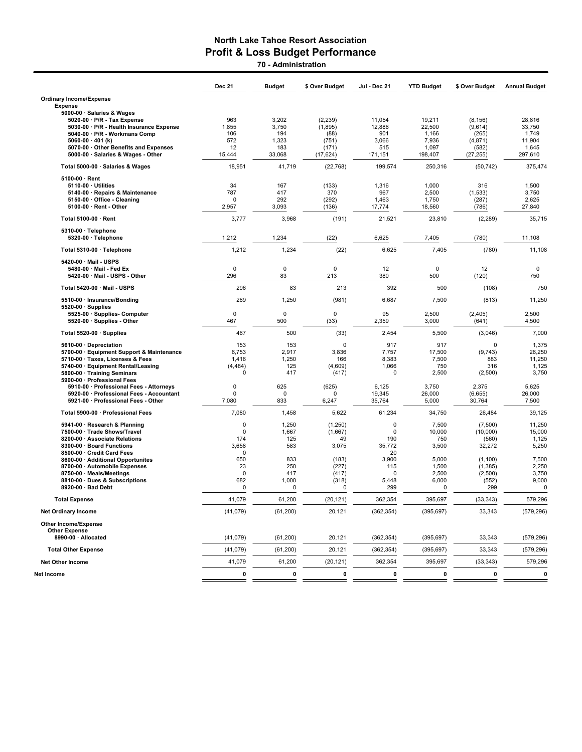# North Lake Tahoe Resort Association
## Profit & Loss Budget Performance
### 70 - Administration

| | Dec 21 | Budget | $ Over Budget | Jul - Dec 21 | YTD Budget | $ Over Budget | Annual Budget |
|---|---|---|---|---|---|---|---|
| **Ordinary Income/Expense** | | | | | | | |
| **Expense** | | | | | | | |
| 5000-00 · Salaries & Wages | | | | | | | |
| 5020-00 · P/R - Tax Expense | 963 | 3,202 | (2,239) | 11,054 | 19,211 | (8,156) | 28,816 |
| 5030-00 · P/R - Health Insurance Expense | 1,855 | 3,750 | (1,895) | 12,886 | 22,500 | (9,614) | 33,750 |
| 5040-00 · P/R - Workmans Comp | 106 | 194 | (88) | 901 | 1,166 | (265) | 1,749 |
| 5060-00 · 401 (k) | 572 | 1,323 | (751) | 3,066 | 7,936 | (4,871) | 11,904 |
| 5070-00 · Other Benefits and Expenses | 12 | 183 | (171) | 515 | 1,097 | (582) | 1,645 |
| 5000-00 · Salaries & Wages - Other | 15,444 | 33,068 | (17,624) | 171,151 | 198,407 | (27,255) | 297,610 |
| Total 5000-00 · Salaries & Wages | 18,951 | 41,719 | (22,768) | 199,574 | 250,316 | (50,742) | 375,474 |
| 5100-00 · Rent | | | | | | | |
| 5110-00 · Utilities | 34 | 167 | (133) | 1,316 | 1,000 | 316 | 1,500 |
| 5140-00 · Repairs & Maintenance | 787 | 417 | 370 | 967 | 2,500 | (1,533) | 3,750 |
| 5150-00 · Office - Cleaning | 0 | 292 | (292) | 1,463 | 1,750 | (287) | 2,625 |
| 5100-00 · Rent - Other | 2,957 | 3,093 | (136) | 17,774 | 18,560 | (786) | 27,840 |
| Total 5100-00 · Rent | 3,777 | 3,968 | (191) | 21,521 | 23,810 | (2,289) | 35,715 |
| 5310-00 · Telephone | | | | | | | |
| 5320-00 · Telephone | 1,212 | 1,234 | (22) | 6,625 | 7,405 | (780) | 11,108 |
| Total 5310-00 · Telephone | 1,212 | 1,234 | (22) | 6,625 | 7,405 | (780) | 11,108 |
| 5420-00 · Mail - USPS | | | | | | | |
| 5480-00 · Mail - Fed Ex | 0 | 0 | 0 | 12 | 0 | 12 | 0 |
| 5420-00 · Mail - USPS - Other | 296 | 83 | 213 | 380 | 500 | (120) | 750 |
| Total 5420-00 · Mail - USPS | 296 | 83 | 213 | 392 | 500 | (108) | 750 |
| 5510-00 · Insurance/Bonding | 269 | 1,250 | (981) | 6,687 | 7,500 | (813) | 11,250 |
| 5520-00 · Supplies | | | | | | | |
| 5525-00 · Supplies- Computer | 0 | 0 | 0 | 95 | 2,500 | (2,405) | 2,500 |
| 5520-00 · Supplies - Other | 467 | 500 | (33) | 2,359 | 3,000 | (641) | 4,500 |
| Total 5520-00 · Supplies | 467 | 500 | (33) | 2,454 | 5,500 | (3,046) | 7,000 |
| 5610-00 · Depreciation | 153 | 153 | 0 | 917 | 917 | 0 | 1,375 |
| 5700-00 · Equipment Support & Maintenance | 6,753 | 2,917 | 3,836 | 7,757 | 17,500 | (9,743) | 26,250 |
| 5710-00 · Taxes, Licenses & Fees | 1,416 | 1,250 | 166 | 8,383 | 7,500 | 883 | 11,250 |
| 5740-00 · Equipment Rental/Leasing | (4,484) | 125 | (4,609) | 1,066 | 750 | 316 | 1,125 |
| 5800-00 · Training Seminars | 0 | 417 | (417) | 0 | 2,500 | (2,500) | 3,750 |
| 5900-00 · Professional Fees | | | | | | | |
| 5910-00 · Professional Fees - Attorneys | 0 | 625 | (625) | 6,125 | 3,750 | 2,375 | 5,625 |
| 5920-00 · Professional Fees - Accountant | 0 | 0 | 0 | 19,345 | 26,000 | (6,655) | 26,000 |
| 5921-00 · Professional Fees - Other | 7,080 | 833 | 6,247 | 35,764 | 5,000 | 30,764 | 7,500 |
| Total 5900-00 · Professional Fees | 7,080 | 1,458 | 5,622 | 61,234 | 34,750 | 26,484 | 39,125 |
| 5941-00 · Research & Planning | 0 | 1,250 | (1,250) | 0 | 7,500 | (7,500) | 11,250 |
| 7500-00 · Trade Shows/Travel | 0 | 1,667 | (1,667) | 0 | 10,000 | (10,000) | 15,000 |
| 8200-00 · Associate Relations | 174 | 125 | 49 | 190 | 750 | (560) | 1,125 |
| 8300-00 · Board Functions | 3,658 | 583 | 3,075 | 35,772 | 3,500 | 32,272 | 5,250 |
| 8500-00 · Credit Card Fees | 0 | | | 20 | | | |
| 8600-00 · Additional Opportunites | 650 | 833 | (183) | 3,900 | 5,000 | (1,100) | 7,500 |
| 8700-00 · Automobile Expenses | 23 | 250 | (227) | 115 | 1,500 | (1,385) | 2,250 |
| 8750-00 · Meals/Meetings | 0 | 417 | (417) | 0 | 2,500 | (2,500) | 3,750 |
| 8810-00 · Dues & Subscriptions | 682 | 1,000 | (318) | 5,448 | 6,000 | (552) | 9,000 |
| 8920-00 · Bad Debt | 0 | 0 | 0 | 299 | 0 | 299 | 0 |
| **Total Expense** | 41,079 | 61,200 | (20,121) | 362,354 | 395,697 | (33,343) | 579,296 |
| **Net Ordinary Income** | (41,079) | (61,200) | 20,121 | (362,354) | (395,697) | 33,343 | (579,296) |
| **Other Income/Expense** | | | | | | | |
| **Other Expense** | | | | | | | |
| 8990-00 · Allocated | (41,079) | (61,200) | 20,121 | (362,354) | (395,697) | 33,343 | (579,296) |
| **Total Other Expense** | (41,079) | (61,200) | 20,121 | (362,354) | (395,697) | 33,343 | (579,296) |
| **Net Other Income** | 41,079 | 61,200 | (20,121) | 362,354 | 395,697 | (33,343) | 579,296 |
| **Net Income** | **0** | **0** | **0** | **0** | **0** | **0** | **0** |